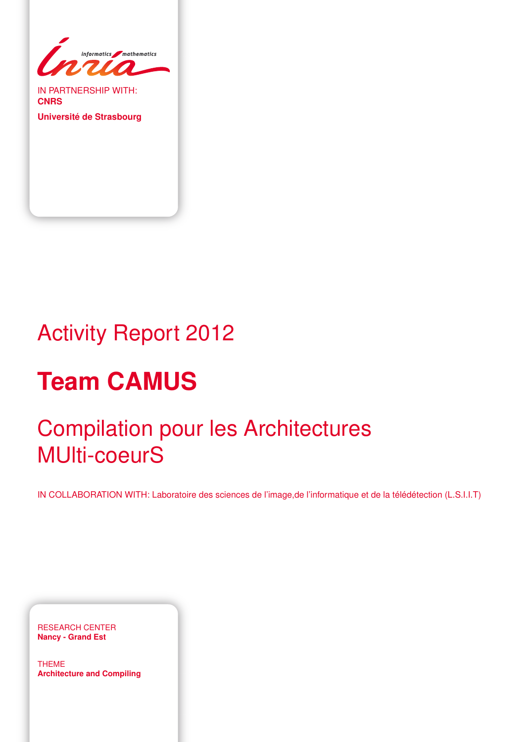IN PARTNERSHIP WITH:
**CNRS**

**Université de Strasbourg**

# Activity Report 2012

# Team CAMUS

## Compilation pour les Architectures MUlti-coeurS

IN COLLABORATION WITH: Laboratoire des sciences de l'image,de l'informatique et de la télédétection (L.S.I.I.T)

RESEARCH CENTER
**Nancy - Grand Est**

THEME
**Architecture and Compiling**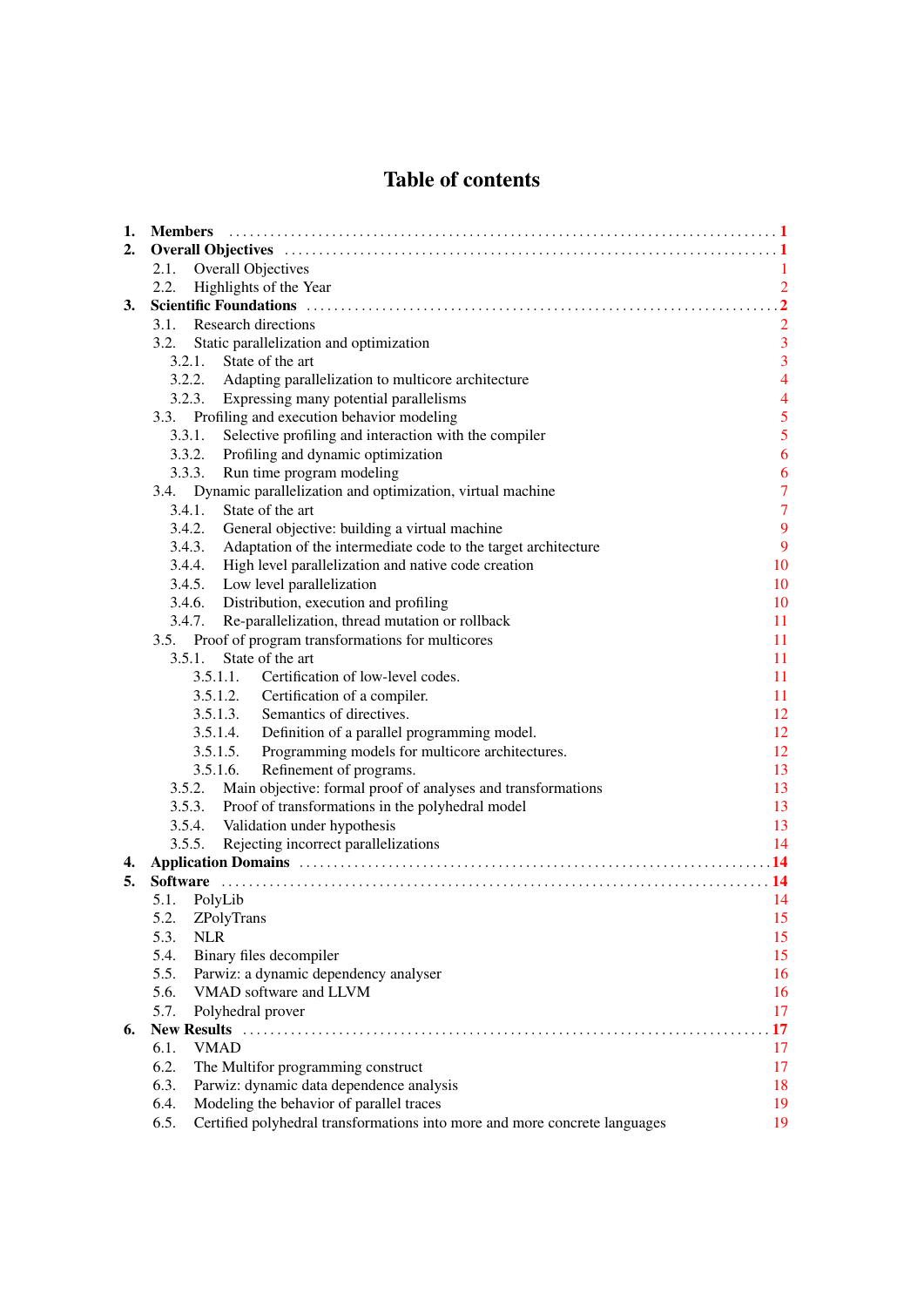# Table of contents

1. **Members** .......... **1**
2. **Overall Objectives** .......... **1**
   - 2.1. Overall Objectives 1
   - 2.2. Highlights of the Year 2
3. **Scientific Foundations** .......... **2**
   - 3.1. Research directions 2
   - 3.2. Static parallelization and optimization 3
     - 3.2.1. State of the art 3
     - 3.2.2. Adapting parallelization to multicore architecture 4
     - 3.2.3. Expressing many potential parallelisms 4
   - 3.3. Profiling and execution behavior modeling 5
     - 3.3.1. Selective profiling and interaction with the compiler 5
     - 3.3.2. Profiling and dynamic optimization 6
     - 3.3.3. Run time program modeling 6
   - 3.4. Dynamic parallelization and optimization, virtual machine 7
     - 3.4.1. State of the art 7
     - 3.4.2. General objective: building a virtual machine 9
     - 3.4.3. Adaptation of the intermediate code to the target architecture 9
     - 3.4.4. High level parallelization and native code creation 10
     - 3.4.5. Low level parallelization 10
     - 3.4.6. Distribution, execution and profiling 10
     - 3.4.7. Re-parallelization, thread mutation or rollback 11
   - 3.5. Proof of program transformations for multicores 11
     - 3.5.1. State of the art 11
       - 3.5.1.1. Certification of low-level codes. 11
       - 3.5.1.2. Certification of a compiler. 11
       - 3.5.1.3. Semantics of directives. 12
       - 3.5.1.4. Definition of a parallel programming model. 12
       - 3.5.1.5. Programming models for multicore architectures. 12
       - 3.5.1.6. Refinement of programs. 13
     - 3.5.2. Main objective: formal proof of analyses and transformations 13
     - 3.5.3. Proof of transformations in the polyhedral model 13
     - 3.5.4. Validation under hypothesis 13
     - 3.5.5. Rejecting incorrect parallelizations 14
4. **Application Domains** .......... **14**
5. **Software** .......... **14**
   - 5.1. PolyLib 14
   - 5.2. ZPolyTrans 15
   - 5.3. NLR 15
   - 5.4. Binary files decompiler 15
   - 5.5. Parwiz: a dynamic dependency analyser 16
   - 5.6. VMAD software and LLVM 16
   - 5.7. Polyhedral prover 17
6. **New Results** .......... **17**
   - 6.1. VMAD 17
   - 6.2. The Multifor programming construct 17
   - 6.3. Parwiz: dynamic data dependence analysis 18
   - 6.4. Modeling the behavior of parallel traces 19
   - 6.5. Certified polyhedral transformations into more and more concrete languages 19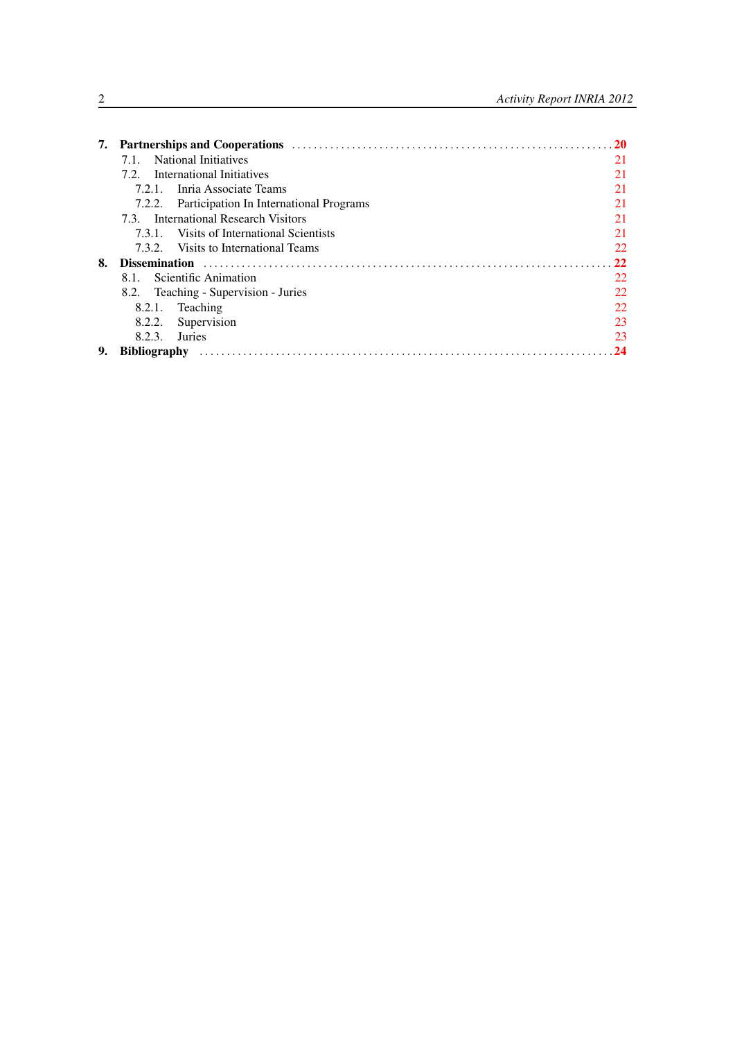**7. Partnerships and Cooperations** .......... **20**

- 7.1. National Initiatives 21
- 7.2. International Initiatives 21
  - 7.2.1. Inria Associate Teams 21
  - 7.2.2. Participation In International Programs 21
- 7.3. International Research Visitors 21
  - 7.3.1. Visits of International Scientists 21
  - 7.3.2. Visits to International Teams 22

**8. Dissemination** .......... **22**

- 8.1. Scientific Animation 22
- 8.2. Teaching - Supervision - Juries 22
  - 8.2.1. Teaching 22
  - 8.2.2. Supervision 23
  - 8.2.3. Juries 23

**9. Bibliography** .......... **24**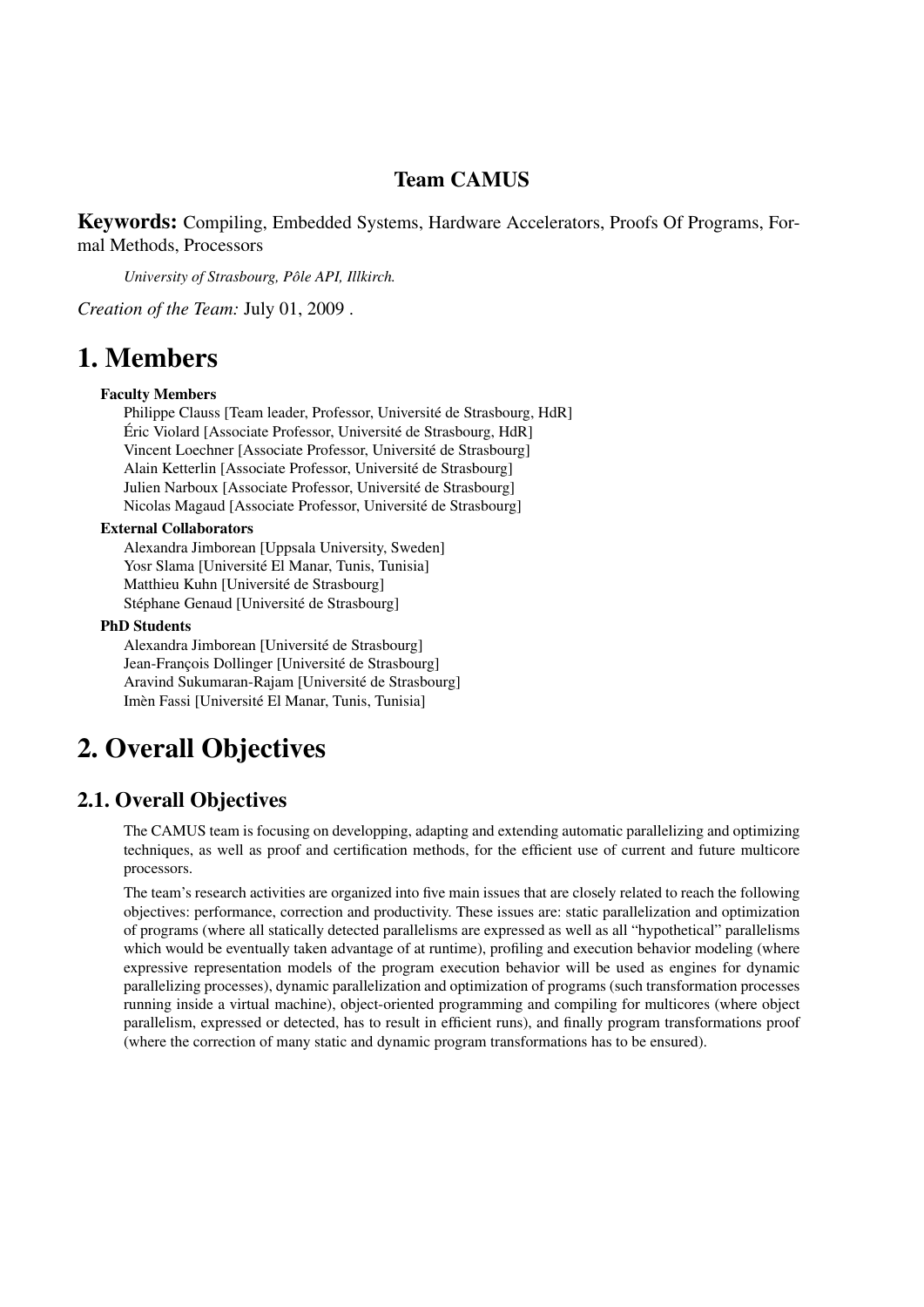# Team CAMUS

**Keywords:** Compiling, Embedded Systems, Hardware Accelerators, Proofs Of Programs, Formal Methods, Processors

*University of Strasbourg, Pôle API, Illkirch.*

*Creation of the Team:* July 01, 2009 .

# 1. Members

**Faculty Members**

Philippe Clauss [Team leader, Professor, Université de Strasbourg, HdR]
Éric Violard [Associate Professor, Université de Strasbourg, HdR]
Vincent Loechner [Associate Professor, Université de Strasbourg]
Alain Ketterlin [Associate Professor, Université de Strasbourg]
Julien Narboux [Associate Professor, Université de Strasbourg]
Nicolas Magaud [Associate Professor, Université de Strasbourg]

**External Collaborators**

Alexandra Jimborean [Uppsala University, Sweden]
Yosr Slama [Université El Manar, Tunis, Tunisia]
Matthieu Kuhn [Université de Strasbourg]
Stéphane Genaud [Université de Strasbourg]

**PhD Students**

Alexandra Jimborean [Université de Strasbourg]
Jean-François Dollinger [Université de Strasbourg]
Aravind Sukumaran-Rajam [Université de Strasbourg]
Imèn Fassi [Université El Manar, Tunis, Tunisia]

# 2. Overall Objectives

## 2.1. Overall Objectives

The CAMUS team is focusing on developping, adapting and extending automatic parallelizing and optimizing techniques, as well as proof and certification methods, for the efficient use of current and future multicore processors.

The team's research activities are organized into five main issues that are closely related to reach the following objectives: performance, correction and productivity. These issues are: static parallelization and optimization of programs (where all statically detected parallelisms are expressed as well as all "hypothetical" parallelisms which would be eventually taken advantage of at runtime), profiling and execution behavior modeling (where expressive representation models of the program execution behavior will be used as engines for dynamic parallelizing processes), dynamic parallelization and optimization of programs (such transformation processes running inside a virtual machine), object-oriented programming and compiling for multicores (where object parallelism, expressed or detected, has to result in efficient runs), and finally program transformations proof (where the correction of many static and dynamic program transformations has to be ensured).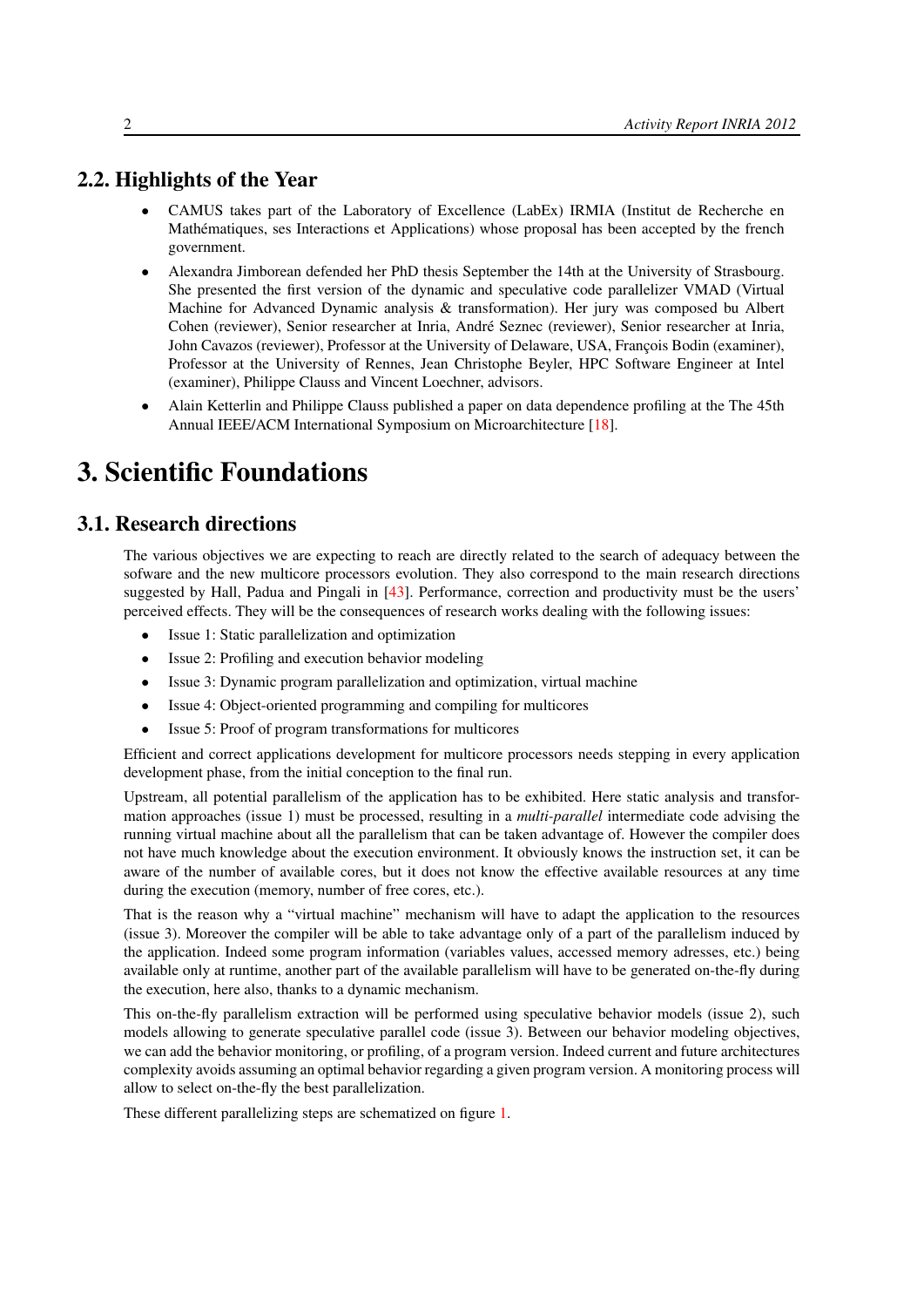## 2.2. Highlights of the Year

- CAMUS takes part of the Laboratory of Excellence (LabEx) IRMIA (Institut de Recherche en Mathématiques, ses Interactions et Applications) whose proposal has been accepted by the french government.
- Alexandra Jimborean defended her PhD thesis September the 14th at the University of Strasbourg. She presented the first version of the dynamic and speculative code parallelizer VMAD (Virtual Machine for Advanced Dynamic analysis & transformation). Her jury was composed bu Albert Cohen (reviewer), Senior researcher at Inria, André Seznec (reviewer), Senior researcher at Inria, John Cavazos (reviewer), Professor at the University of Delaware, USA, François Bodin (examiner), Professor at the University of Rennes, Jean Christophe Beyler, HPC Software Engineer at Intel (examiner), Philippe Clauss and Vincent Loechner, advisors.
- Alain Ketterlin and Philippe Clauss published a paper on data dependence profiling at the The 45th Annual IEEE/ACM International Symposium on Microarchitecture [18].

# 3. Scientific Foundations

## 3.1. Research directions

The various objectives we are expecting to reach are directly related to the search of adequacy between the sofware and the new multicore processors evolution. They also correspond to the main research directions suggested by Hall, Padua and Pingali in [43]. Performance, correction and productivity must be the users' perceived effects. They will be the consequences of research works dealing with the following issues:

- Issue 1: Static parallelization and optimization
- Issue 2: Profiling and execution behavior modeling
- Issue 3: Dynamic program parallelization and optimization, virtual machine
- Issue 4: Object-oriented programming and compiling for multicores
- Issue 5: Proof of program transformations for multicores

Efficient and correct applications development for multicore processors needs stepping in every application development phase, from the initial conception to the final run.

Upstream, all potential parallelism of the application has to be exhibited. Here static analysis and transformation approaches (issue 1) must be processed, resulting in a *multi-parallel* intermediate code advising the running virtual machine about all the parallelism that can be taken advantage of. However the compiler does not have much knowledge about the execution environment. It obviously knows the instruction set, it can be aware of the number of available cores, but it does not know the effective available resources at any time during the execution (memory, number of free cores, etc.).

That is the reason why a "virtual machine" mechanism will have to adapt the application to the resources (issue 3). Moreover the compiler will be able to take advantage only of a part of the parallelism induced by the application. Indeed some program information (variables values, accessed memory adresses, etc.) being available only at runtime, another part of the available parallelism will have to be generated on-the-fly during the execution, here also, thanks to a dynamic mechanism.

This on-the-fly parallelism extraction will be performed using speculative behavior models (issue 2), such models allowing to generate speculative parallel code (issue 3). Between our behavior modeling objectives, we can add the behavior monitoring, or profiling, of a program version. Indeed current and future architectures complexity avoids assuming an optimal behavior regarding a given program version. A monitoring process will allow to select on-the-fly the best parallelization.

These different parallelizing steps are schematized on figure 1.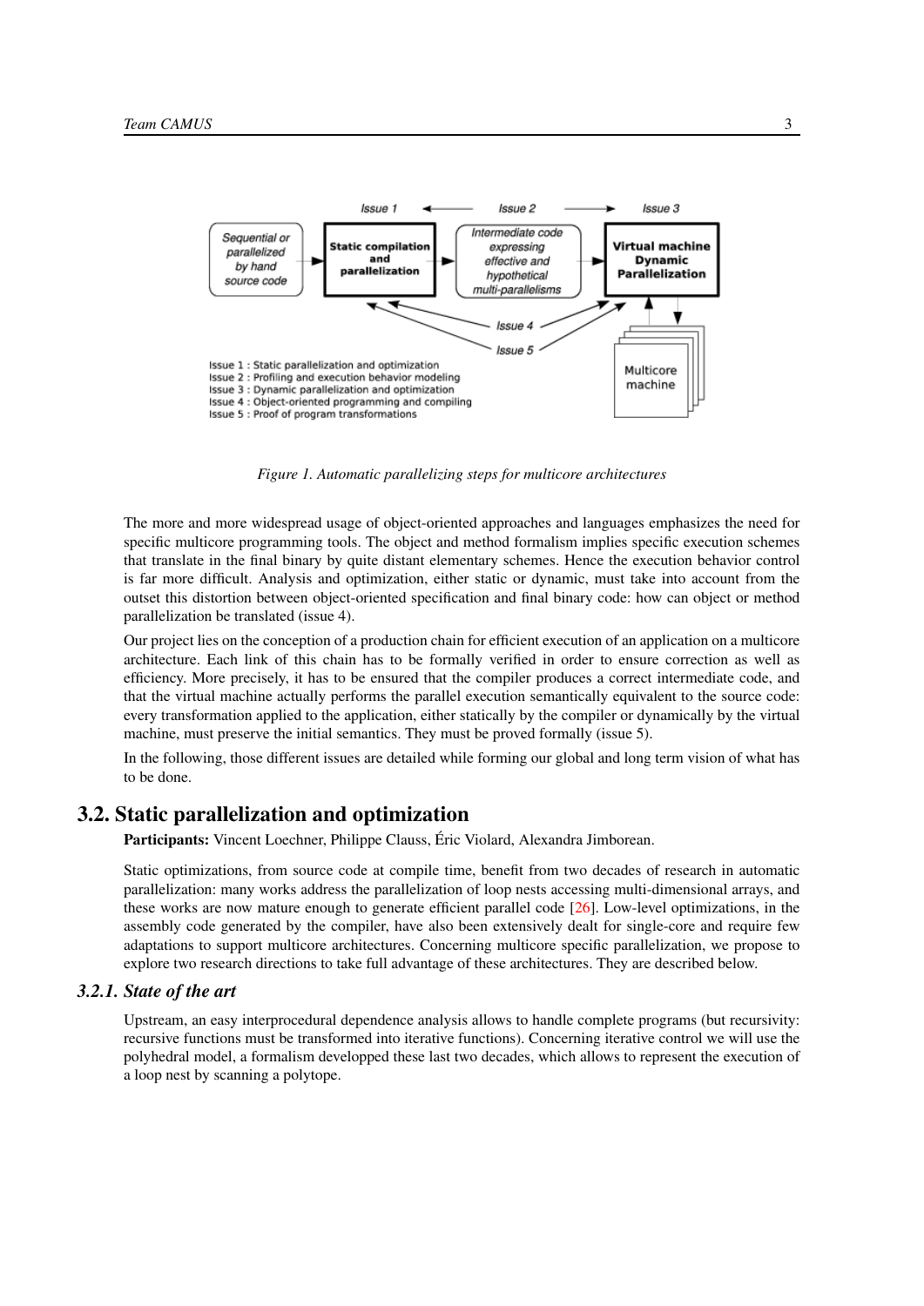Issue 1 : Static parallelization and optimization
Issue 2 : Profiling and execution behavior modeling
Issue 3 : Dynamic parallelization and optimization
Issue 4 : Object-oriented programming and compiling
Issue 5 : Proof of program transformations

*Figure 1. Automatic parallelizing steps for multicore architectures*

The more and more widespread usage of object-oriented approaches and languages emphasizes the need for specific multicore programming tools. The object and method formalism implies specific execution schemes that translate in the final binary by quite distant elementary schemes. Hence the execution behavior control is far more difficult. Analysis and optimization, either static or dynamic, must take into account from the outset this distortion between object-oriented specification and final binary code: how can object or method parallelization be translated (issue 4).

Our project lies on the conception of a production chain for efficient execution of an application on a multicore architecture. Each link of this chain has to be formally verified in order to ensure correction as well as efficiency. More precisely, it has to be ensured that the compiler produces a correct intermediate code, and that the virtual machine actually performs the parallel execution semantically equivalent to the source code: every transformation applied to the application, either statically by the compiler or dynamically by the virtual machine, must preserve the initial semantics. They must be proved formally (issue 5).

In the following, those different issues are detailed while forming our global and long term vision of what has to be done.

## 3.2. Static parallelization and optimization

**Participants:** Vincent Loechner, Philippe Clauss, Éric Violard, Alexandra Jimborean.

Static optimizations, from source code at compile time, benefit from two decades of research in automatic parallelization: many works address the parallelization of loop nests accessing multi-dimensional arrays, and these works are now mature enough to generate efficient parallel code [26]. Low-level optimizations, in the assembly code generated by the compiler, have also been extensively dealt for single-core and require few adaptations to support multicore architectures. Concerning multicore specific parallelization, we propose to explore two research directions to take full advantage of these architectures. They are described below.

### 3.2.1. State of the art

Upstream, an easy interprocedural dependence analysis allows to handle complete programs (but recursivity: recursive functions must be transformed into iterative functions). Concerning iterative control we will use the polyhedral model, a formalism developped these last two decades, which allows to represent the execution of a loop nest by scanning a polytope.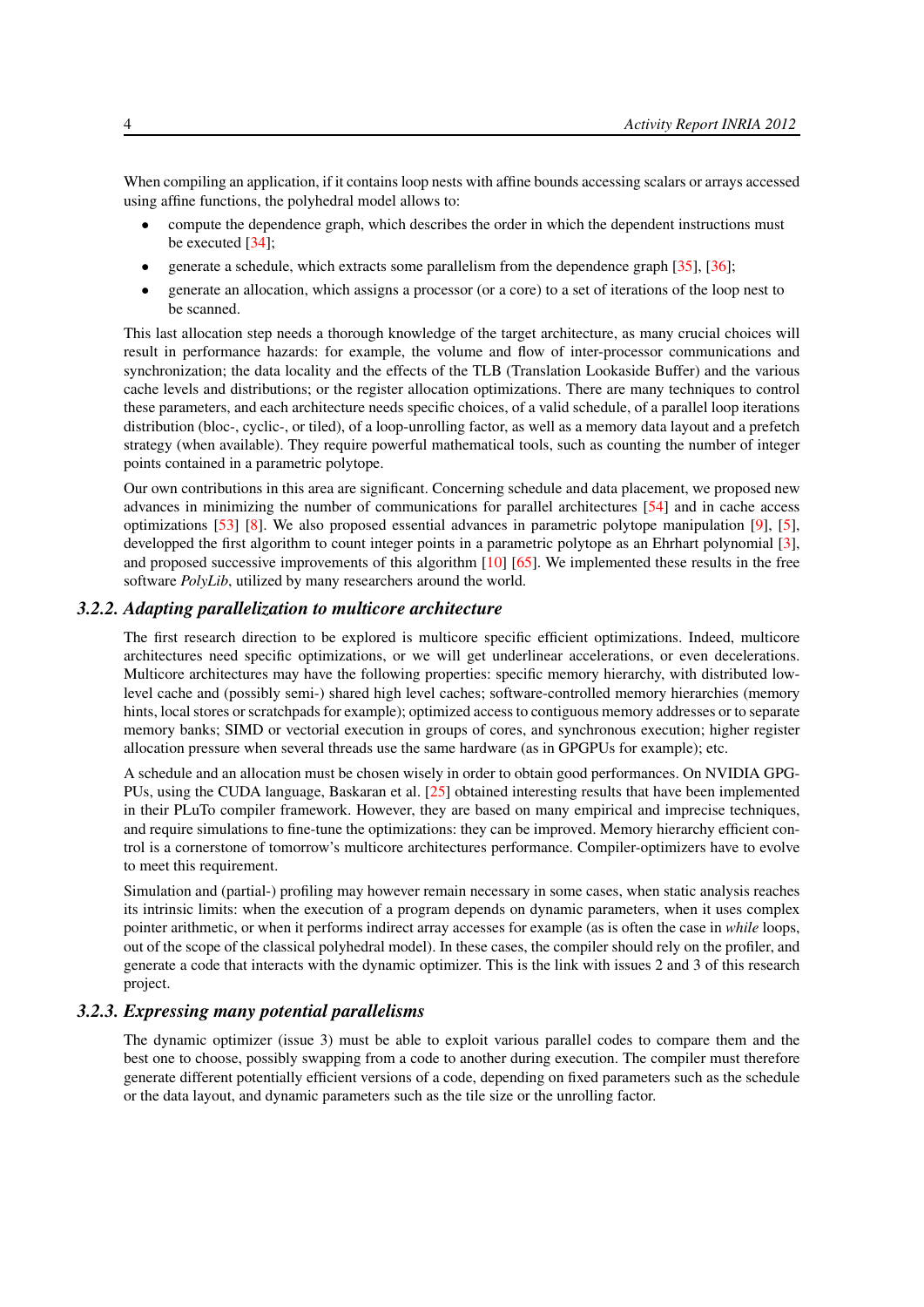When compiling an application, if it contains loop nests with affine bounds accessing scalars or arrays accessed using affine functions, the polyhedral model allows to:

- compute the dependence graph, which describes the order in which the dependent instructions must be executed [34];
- generate a schedule, which extracts some parallelism from the dependence graph [35], [36];
- generate an allocation, which assigns a processor (or a core) to a set of iterations of the loop nest to be scanned.

This last allocation step needs a thorough knowledge of the target architecture, as many crucial choices will result in performance hazards: for example, the volume and flow of inter-processor communications and synchronization; the data locality and the effects of the TLB (Translation Lookaside Buffer) and the various cache levels and distributions; or the register allocation optimizations. There are many techniques to control these parameters, and each architecture needs specific choices, of a valid schedule, of a parallel loop iterations distribution (bloc-, cyclic-, or tiled), of a loop-unrolling factor, as well as a memory data layout and a prefetch strategy (when available). They require powerful mathematical tools, such as counting the number of integer points contained in a parametric polytope.

Our own contributions in this area are significant. Concerning schedule and data placement, we proposed new advances in minimizing the number of communications for parallel architectures [54] and in cache access optimizations [53] [8]. We also proposed essential advances in parametric polytope manipulation [9], [5], developped the first algorithm to count integer points in a parametric polytope as an Ehrhart polynomial [3], and proposed successive improvements of this algorithm [10] [65]. We implemented these results in the free software *PolyLib*, utilized by many researchers around the world.

### 3.2.2. Adapting parallelization to multicore architecture

The first research direction to be explored is multicore specific efficient optimizations. Indeed, multicore architectures need specific optimizations, or we will get underlinear accelerations, or even decelerations. Multicore architectures may have the following properties: specific memory hierarchy, with distributed low-level cache and (possibly semi-) shared high level caches; software-controlled memory hierarchies (memory hints, local stores or scratchpads for example); optimized access to contiguous memory addresses or to separate memory banks; SIMD or vectorial execution in groups of cores, and synchronous execution; higher register allocation pressure when several threads use the same hardware (as in GPGPUs for example); etc.

A schedule and an allocation must be chosen wisely in order to obtain good performances. On NVIDIA GPGPUs, using the CUDA language, Baskaran et al. [25] obtained interesting results that have been implemented in their PLuTo compiler framework. However, they are based on many empirical and imprecise techniques, and require simulations to fine-tune the optimizations: they can be improved. Memory hierarchy efficient control is a cornerstone of tomorrow's multicore architectures performance. Compiler-optimizers have to evolve to meet this requirement.

Simulation and (partial-) profiling may however remain necessary in some cases, when static analysis reaches its intrinsic limits: when the execution of a program depends on dynamic parameters, when it uses complex pointer arithmetic, or when it performs indirect array accesses for example (as is often the case in *while* loops, out of the scope of the classical polyhedral model). In these cases, the compiler should rely on the profiler, and generate a code that interacts with the dynamic optimizer. This is the link with issues 2 and 3 of this research project.

### 3.2.3. Expressing many potential parallelisms

The dynamic optimizer (issue 3) must be able to exploit various parallel codes to compare them and the best one to choose, possibly swapping from a code to another during execution. The compiler must therefore generate different potentially efficient versions of a code, depending on fixed parameters such as the schedule or the data layout, and dynamic parameters such as the tile size or the unrolling factor.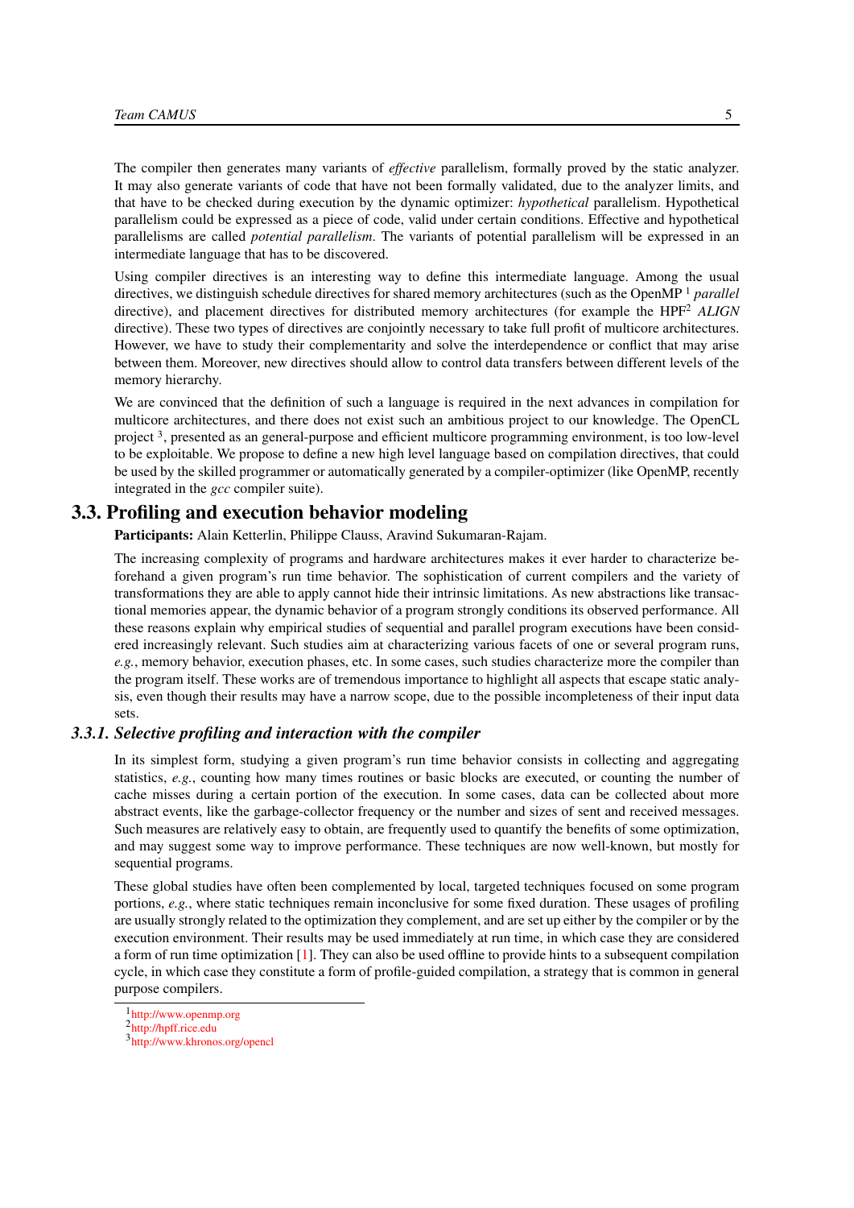The compiler then generates many variants of *effective* parallelism, formally proved by the static analyzer. It may also generate variants of code that have not been formally validated, due to the analyzer limits, and that have to be checked during execution by the dynamic optimizer: *hypothetical* parallelism. Hypothetical parallelism could be expressed as a piece of code, valid under certain conditions. Effective and hypothetical parallelisms are called *potential parallelism*. The variants of potential parallelism will be expressed in an intermediate language that has to be discovered.

Using compiler directives is an interesting way to define this intermediate language. Among the usual directives, we distinguish schedule directives for shared memory architectures (such as the OpenMP [1] *parallel* directive), and placement directives for distributed memory architectures (for example the HPF[2] *ALIGN* directive). These two types of directives are conjointly necessary to take full profit of multicore architectures. However, we have to study their complementarity and solve the interdependence or conflict that may arise between them. Moreover, new directives should allow to control data transfers between different levels of the memory hierarchy.

We are convinced that the definition of such a language is required in the next advances in compilation for multicore architectures, and there does not exist such an ambitious project to our knowledge. The OpenCL project [3], presented as an general-purpose and efficient multicore programming environment, is too low-level to be exploitable. We propose to define a new high level language based on compilation directives, that could be used by the skilled programmer or automatically generated by a compiler-optimizer (like OpenMP, recently integrated in the *gcc* compiler suite).

## 3.3. Profiling and execution behavior modeling

**Participants:** Alain Ketterlin, Philippe Clauss, Aravind Sukumaran-Rajam.

The increasing complexity of programs and hardware architectures makes it ever harder to characterize beforehand a given program's run time behavior. The sophistication of current compilers and the variety of transformations they are able to apply cannot hide their intrinsic limitations. As new abstractions like transactional memories appear, the dynamic behavior of a program strongly conditions its observed performance. All these reasons explain why empirical studies of sequential and parallel program executions have been considered increasingly relevant. Such studies aim at characterizing various facets of one or several program runs, *e.g.*, memory behavior, execution phases, etc. In some cases, such studies characterize more the compiler than the program itself. These works are of tremendous importance to highlight all aspects that escape static analysis, even though their results may have a narrow scope, due to the possible incompleteness of their input data sets.

### *3.3.1. Selective profiling and interaction with the compiler*

In its simplest form, studying a given program's run time behavior consists in collecting and aggregating statistics, *e.g.*, counting how many times routines or basic blocks are executed, or counting the number of cache misses during a certain portion of the execution. In some cases, data can be collected about more abstract events, like the garbage-collector frequency or the number and sizes of sent and received messages. Such measures are relatively easy to obtain, are frequently used to quantify the benefits of some optimization, and may suggest some way to improve performance. These techniques are now well-known, but mostly for sequential programs.

These global studies have often been complemented by local, targeted techniques focused on some program portions, *e.g.*, where static techniques remain inconclusive for some fixed duration. These usages of profiling are usually strongly related to the optimization they complement, and are set up either by the compiler or by the execution environment. Their results may be used immediately at run time, in which case they are considered a form of run time optimization [1]. They can also be used offline to provide hints to a subsequent compilation cycle, in which case they constitute a form of profile-guided compilation, a strategy that is common in general purpose compilers.

[1] http://www.openmp.org
[2] http://hpff.rice.edu
[3] http://www.khronos.org/opencl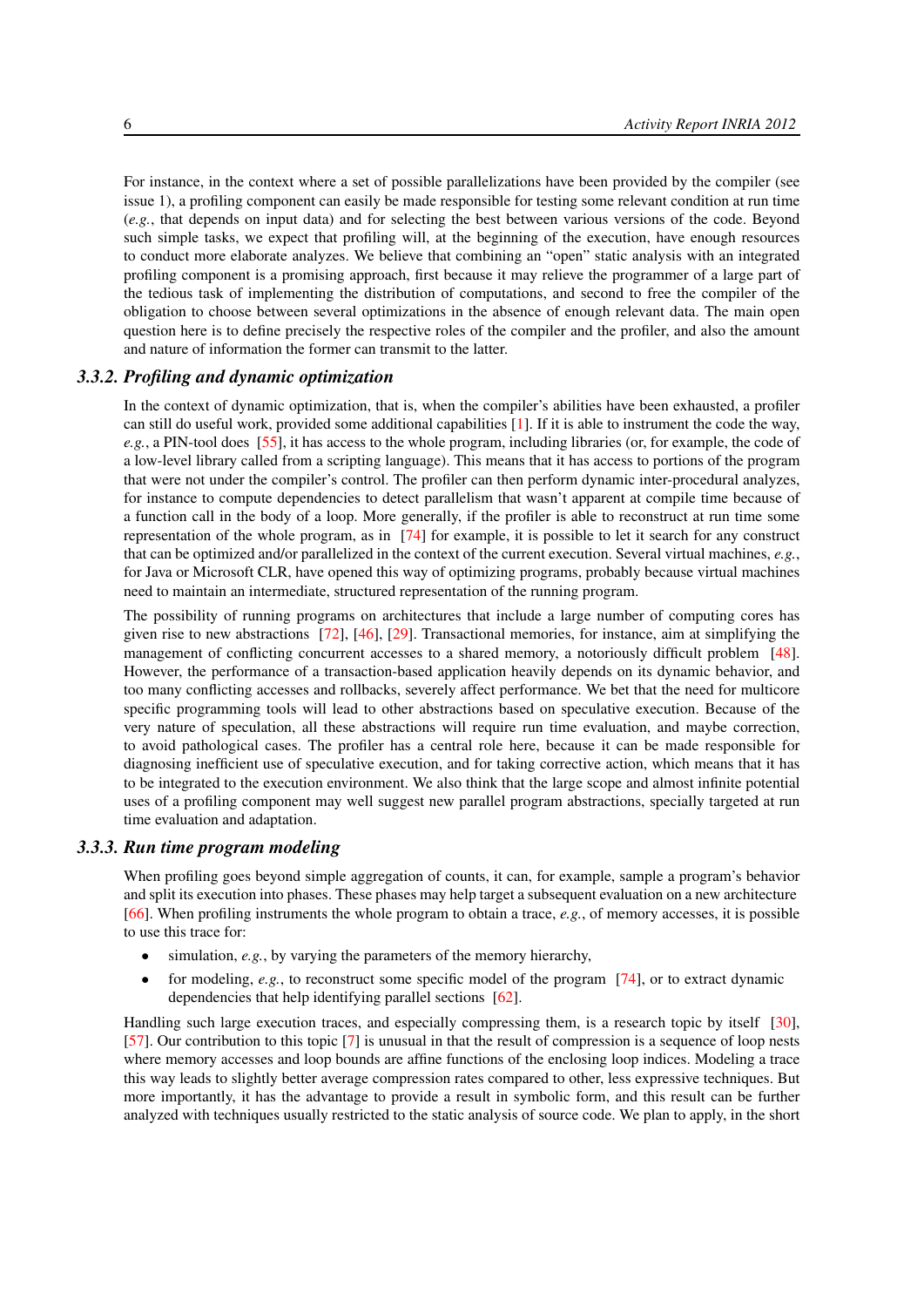For instance, in the context where a set of possible parallelizations have been provided by the compiler (see issue 1), a profiling component can easily be made responsible for testing some relevant condition at run time (*e.g.*, that depends on input data) and for selecting the best between various versions of the code. Beyond such simple tasks, we expect that profiling will, at the beginning of the execution, have enough resources to conduct more elaborate analyzes. We believe that combining an "open" static analysis with an integrated profiling component is a promising approach, first because it may relieve the programmer of a large part of the tedious task of implementing the distribution of computations, and second to free the compiler of the obligation to choose between several optimizations in the absence of enough relevant data. The main open question here is to define precisely the respective roles of the compiler and the profiler, and also the amount and nature of information the former can transmit to the latter.

### 3.3.2. Profiling and dynamic optimization

In the context of dynamic optimization, that is, when the compiler's abilities have been exhausted, a profiler can still do useful work, provided some additional capabilities [1]. If it is able to instrument the code the way, *e.g.*, a PIN-tool does [55], it has access to the whole program, including libraries (or, for example, the code of a low-level library called from a scripting language). This means that it has access to portions of the program that were not under the compiler's control. The profiler can then perform dynamic inter-procedural analyzes, for instance to compute dependencies to detect parallelism that wasn't apparent at compile time because of a function call in the body of a loop. More generally, if the profiler is able to reconstruct at run time some representation of the whole program, as in [74] for example, it is possible to let it search for any construct that can be optimized and/or parallelized in the context of the current execution. Several virtual machines, *e.g.*, for Java or Microsoft CLR, have opened this way of optimizing programs, probably because virtual machines need to maintain an intermediate, structured representation of the running program.

The possibility of running programs on architectures that include a large number of computing cores has given rise to new abstractions [72], [46], [29]. Transactional memories, for instance, aim at simplifying the management of conflicting concurrent accesses to a shared memory, a notoriously difficult problem [48]. However, the performance of a transaction-based application heavily depends on its dynamic behavior, and too many conflicting accesses and rollbacks, severely affect performance. We bet that the need for multicore specific programming tools will lead to other abstractions based on speculative execution. Because of the very nature of speculation, all these abstractions will require run time evaluation, and maybe correction, to avoid pathological cases. The profiler has a central role here, because it can be made responsible for diagnosing inefficient use of speculative execution, and for taking corrective action, which means that it has to be integrated to the execution environment. We also think that the large scope and almost infinite potential uses of a profiling component may well suggest new parallel program abstractions, specially targeted at run time evaluation and adaptation.

### 3.3.3. Run time program modeling

When profiling goes beyond simple aggregation of counts, it can, for example, sample a program's behavior and split its execution into phases. These phases may help target a subsequent evaluation on a new architecture [66]. When profiling instruments the whole program to obtain a trace, *e.g.*, of memory accesses, it is possible to use this trace for:

- simulation, *e.g.*, by varying the parameters of the memory hierarchy,
- for modeling, *e.g.*, to reconstruct some specific model of the program [74], or to extract dynamic dependencies that help identifying parallel sections [62].

Handling such large execution traces, and especially compressing them, is a research topic by itself [30], [57]. Our contribution to this topic [7] is unusual in that the result of compression is a sequence of loop nests where memory accesses and loop bounds are affine functions of the enclosing loop indices. Modeling a trace this way leads to slightly better average compression rates compared to other, less expressive techniques. But more importantly, it has the advantage to provide a result in symbolic form, and this result can be further analyzed with techniques usually restricted to the static analysis of source code. We plan to apply, in the short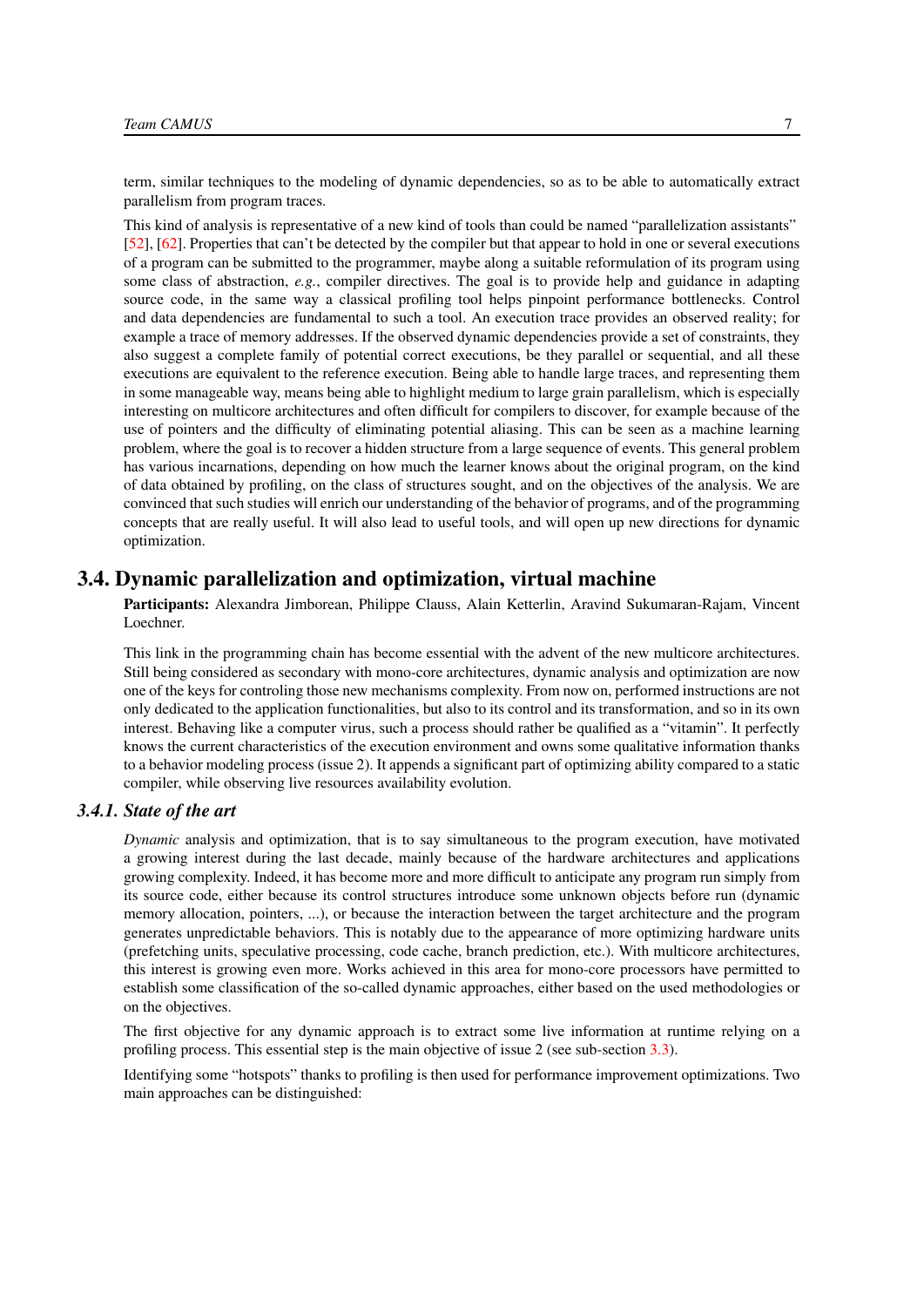term, similar techniques to the modeling of dynamic dependencies, so as to be able to automatically extract parallelism from program traces.

This kind of analysis is representative of a new kind of tools than could be named "parallelization assistants" [52], [62]. Properties that can't be detected by the compiler but that appear to hold in one or several executions of a program can be submitted to the programmer, maybe along a suitable reformulation of its program using some class of abstraction, *e.g.*, compiler directives. The goal is to provide help and guidance in adapting source code, in the same way a classical profiling tool helps pinpoint performance bottlenecks. Control and data dependencies are fundamental to such a tool. An execution trace provides an observed reality; for example a trace of memory addresses. If the observed dynamic dependencies provide a set of constraints, they also suggest a complete family of potential correct executions, be they parallel or sequential, and all these executions are equivalent to the reference execution. Being able to handle large traces, and representing them in some manageable way, means being able to highlight medium to large grain parallelism, which is especially interesting on multicore architectures and often difficult for compilers to discover, for example because of the use of pointers and the difficulty of eliminating potential aliasing. This can be seen as a machine learning problem, where the goal is to recover a hidden structure from a large sequence of events. This general problem has various incarnations, depending on how much the learner knows about the original program, on the kind of data obtained by profiling, on the class of structures sought, and on the objectives of the analysis. We are convinced that such studies will enrich our understanding of the behavior of programs, and of the programming concepts that are really useful. It will also lead to useful tools, and will open up new directions for dynamic optimization.

## 3.4. Dynamic parallelization and optimization, virtual machine

**Participants:** Alexandra Jimborean, Philippe Clauss, Alain Ketterlin, Aravind Sukumaran-Rajam, Vincent Loechner.

This link in the programming chain has become essential with the advent of the new multicore architectures. Still being considered as secondary with mono-core architectures, dynamic analysis and optimization are now one of the keys for controling those new mechanisms complexity. From now on, performed instructions are not only dedicated to the application functionalities, but also to its control and its transformation, and so in its own interest. Behaving like a computer virus, such a process should rather be qualified as a "vitamin". It perfectly knows the current characteristics of the execution environment and owns some qualitative information thanks to a behavior modeling process (issue 2). It appends a significant part of optimizing ability compared to a static compiler, while observing live resources availability evolution.

### 3.4.1. State of the art

*Dynamic* analysis and optimization, that is to say simultaneous to the program execution, have motivated a growing interest during the last decade, mainly because of the hardware architectures and applications growing complexity. Indeed, it has become more and more difficult to anticipate any program run simply from its source code, either because its control structures introduce some unknown objects before run (dynamic memory allocation, pointers, ...), or because the interaction between the target architecture and the program generates unpredictable behaviors. This is notably due to the appearance of more optimizing hardware units (prefetching units, speculative processing, code cache, branch prediction, etc.). With multicore architectures, this interest is growing even more. Works achieved in this area for mono-core processors have permitted to establish some classification of the so-called dynamic approaches, either based on the used methodologies or on the objectives.

The first objective for any dynamic approach is to extract some live information at runtime relying on a profiling process. This essential step is the main objective of issue 2 (see sub-section 3.3).

Identifying some "hotspots" thanks to profiling is then used for performance improvement optimizations. Two main approaches can be distinguished: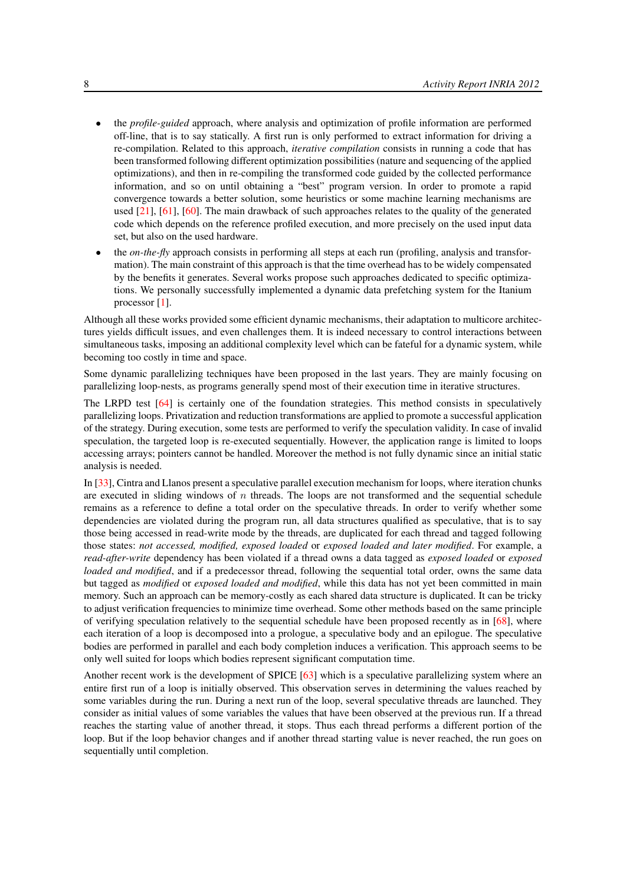- the *profile-guided* approach, where analysis and optimization of profile information are performed off-line, that is to say statically. A first run is only performed to extract information for driving a re-compilation. Related to this approach, *iterative compilation* consists in running a code that has been transformed following different optimization possibilities (nature and sequencing of the applied optimizations), and then in re-compiling the transformed code guided by the collected performance information, and so on until obtaining a "best" program version. In order to promote a rapid convergence towards a better solution, some heuristics or some machine learning mechanisms are used [21], [61], [60]. The main drawback of such approaches relates to the quality of the generated code which depends on the reference profiled execution, and more precisely on the used input data set, but also on the used hardware.
- the *on-the-fly* approach consists in performing all steps at each run (profiling, analysis and transformation). The main constraint of this approach is that the time overhead has to be widely compensated by the benefits it generates. Several works propose such approaches dedicated to specific optimizations. We personally successfully implemented a dynamic data prefetching system for the Itanium processor [1].

Although all these works provided some efficient dynamic mechanisms, their adaptation to multicore architectures yields difficult issues, and even challenges them. It is indeed necessary to control interactions between simultaneous tasks, imposing an additional complexity level which can be fateful for a dynamic system, while becoming too costly in time and space.

Some dynamic parallelizing techniques have been proposed in the last years. They are mainly focusing on parallelizing loop-nests, as programs generally spend most of their execution time in iterative structures.

The LRPD test [64] is certainly one of the foundation strategies. This method consists in speculatively parallelizing loops. Privatization and reduction transformations are applied to promote a successful application of the strategy. During execution, some tests are performed to verify the speculation validity. In case of invalid speculation, the targeted loop is re-executed sequentially. However, the application range is limited to loops accessing arrays; pointers cannot be handled. Moreover the method is not fully dynamic since an initial static analysis is needed.

In [33], Cintra and Llanos present a speculative parallel execution mechanism for loops, where iteration chunks are executed in sliding windows of $n$ threads. The loops are not transformed and the sequential schedule remains as a reference to define a total order on the speculative threads. In order to verify whether some dependencies are violated during the program run, all data structures qualified as speculative, that is to say those being accessed in read-write mode by the threads, are duplicated for each thread and tagged following those states: *not accessed, modified, exposed loaded* or *exposed loaded and later modified*. For example, a *read-after-write* dependency has been violated if a thread owns a data tagged as *exposed loaded* or *exposed loaded and modified*, and if a predecessor thread, following the sequential total order, owns the same data but tagged as *modified* or *exposed loaded and modified*, while this data has not yet been committed in main memory. Such an approach can be memory-costly as each shared data structure is duplicated. It can be tricky to adjust verification frequencies to minimize time overhead. Some other methods based on the same principle of verifying speculation relatively to the sequential schedule have been proposed recently as in [68], where each iteration of a loop is decomposed into a prologue, a speculative body and an epilogue. The speculative bodies are performed in parallel and each body completion induces a verification. This approach seems to be only well suited for loops which bodies represent significant computation time.

Another recent work is the development of SPICE [63] which is a speculative parallelizing system where an entire first run of a loop is initially observed. This observation serves in determining the values reached by some variables during the run. During a next run of the loop, several speculative threads are launched. They consider as initial values of some variables the values that have been observed at the previous run. If a thread reaches the starting value of another thread, it stops. Thus each thread performs a different portion of the loop. But if the loop behavior changes and if another thread starting value is never reached, the run goes on sequentially until completion.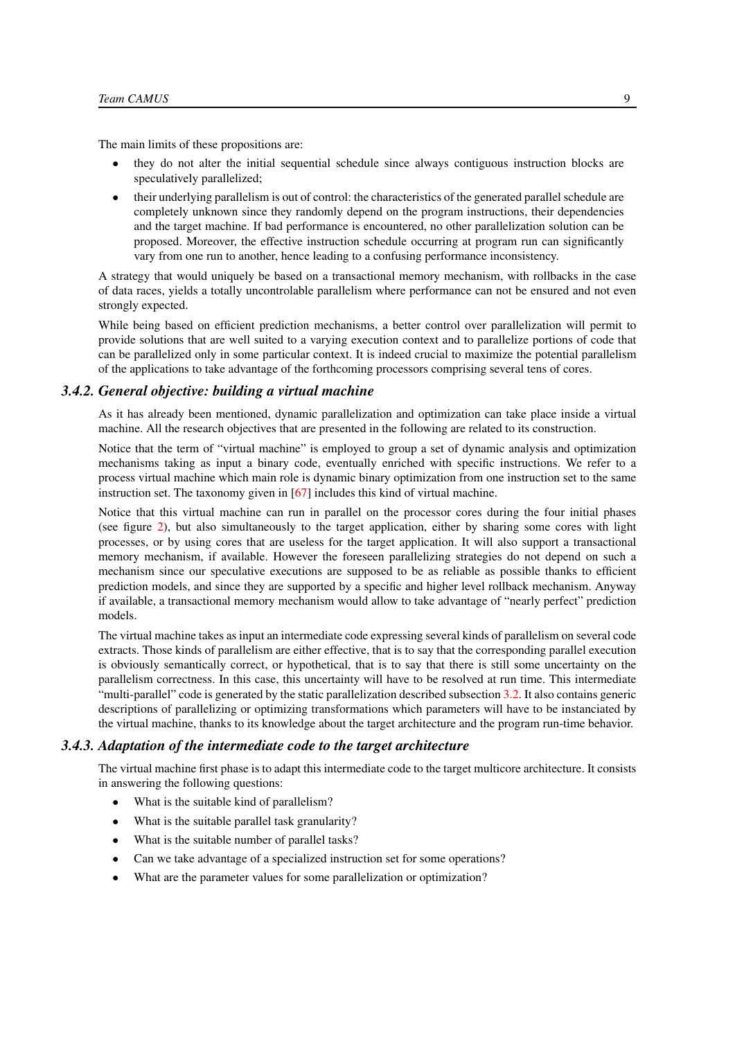The main limits of these propositions are:

- they do not alter the initial sequential schedule since always contiguous instruction blocks are speculatively parallelized;
- their underlying parallelism is out of control: the characteristics of the generated parallel schedule are completely unknown since they randomly depend on the program instructions, their dependencies and the target machine. If bad performance is encountered, no other parallelization solution can be proposed. Moreover, the effective instruction schedule occurring at program run can significantly vary from one run to another, hence leading to a confusing performance inconsistency.

A strategy that would uniquely be based on a transactional memory mechanism, with rollbacks in the case of data races, yields a totally uncontrolable parallelism where performance can not be ensured and not even strongly expected.

While being based on efficient prediction mechanisms, a better control over parallelization will permit to provide solutions that are well suited to a varying execution context and to parallelize portions of code that can be parallelized only in some particular context. It is indeed crucial to maximize the potential parallelism of the applications to take advantage of the forthcoming processors comprising several tens of cores.

### *3.4.2. General objective: building a virtual machine*

As it has already been mentioned, dynamic parallelization and optimization can take place inside a virtual machine. All the research objectives that are presented in the following are related to its construction.

Notice that the term of "virtual machine" is employed to group a set of dynamic analysis and optimization mechanisms taking as input a binary code, eventually enriched with specific instructions. We refer to a process virtual machine which main role is dynamic binary optimization from one instruction set to the same instruction set. The taxonomy given in [67] includes this kind of virtual machine.

Notice that this virtual machine can run in parallel on the processor cores during the four initial phases (see figure 2), but also simultaneously to the target application, either by sharing some cores with light processes, or by using cores that are useless for the target application. It will also support a transactional memory mechanism, if available. However the foreseen parallelizing strategies do not depend on such a mechanism since our speculative executions are supposed to be as reliable as possible thanks to efficient prediction models, and since they are supported by a specific and higher level rollback mechanism. Anyway if available, a transactional memory mechanism would allow to take advantage of "nearly perfect" prediction models.

The virtual machine takes as input an intermediate code expressing several kinds of parallelism on several code extracts. Those kinds of parallelism are either effective, that is to say that the corresponding parallel execution is obviously semantically correct, or hypothetical, that is to say that there is still some uncertainty on the parallelism correctness. In this case, this uncertainty will have to be resolved at run time. This intermediate "multi-parallel" code is generated by the static parallelization described subsection 3.2. It also contains generic descriptions of parallelizing or optimizing transformations which parameters will have to be instanciated by the virtual machine, thanks to its knowledge about the target architecture and the program run-time behavior.

### *3.4.3. Adaptation of the intermediate code to the target architecture*

The virtual machine first phase is to adapt this intermediate code to the target multicore architecture. It consists in answering the following questions:

- What is the suitable kind of parallelism?
- What is the suitable parallel task granularity?
- What is the suitable number of parallel tasks?
- Can we take advantage of a specialized instruction set for some operations?
- What are the parameter values for some parallelization or optimization?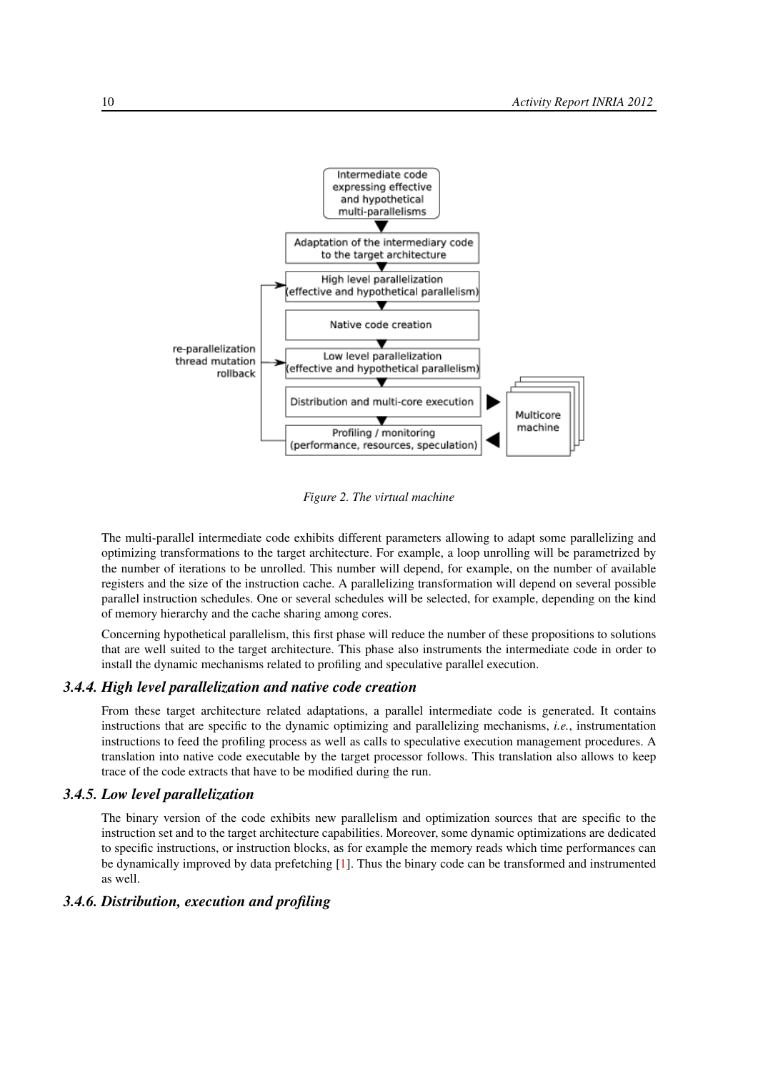Figure 2. The virtual machine

The multi-parallel intermediate code exhibits different parameters allowing to adapt some parallelizing and optimizing transformations to the target architecture. For example, a loop unrolling will be parametrized by the number of iterations to be unrolled. This number will depend, for example, on the number of available registers and the size of the instruction cache. A parallelizing transformation will depend on several possible parallel instruction schedules. One or several schedules will be selected, for example, depending on the kind of memory hierarchy and the cache sharing among cores.

Concerning hypothetical parallelism, this first phase will reduce the number of these propositions to solutions that are well suited to the target architecture. This phase also instruments the intermediate code in order to install the dynamic mechanisms related to profiling and speculative parallel execution.

### 3.4.4. High level parallelization and native code creation

From these target architecture related adaptations, a parallel intermediate code is generated. It contains instructions that are specific to the dynamic optimizing and parallelizing mechanisms, *i.e.*, instrumentation instructions to feed the profiling process as well as calls to speculative execution management procedures. A translation into native code executable by the target processor follows. This translation also allows to keep trace of the code extracts that have to be modified during the run.

### 3.4.5. Low level parallelization

The binary version of the code exhibits new parallelism and optimization sources that are specific to the instruction set and to the target architecture capabilities. Moreover, some dynamic optimizations are dedicated to specific instructions, or instruction blocks, as for example the memory reads which time performances can be dynamically improved by data prefetching [1]. Thus the binary code can be transformed and instrumented as well.

### 3.4.6. Distribution, execution and profiling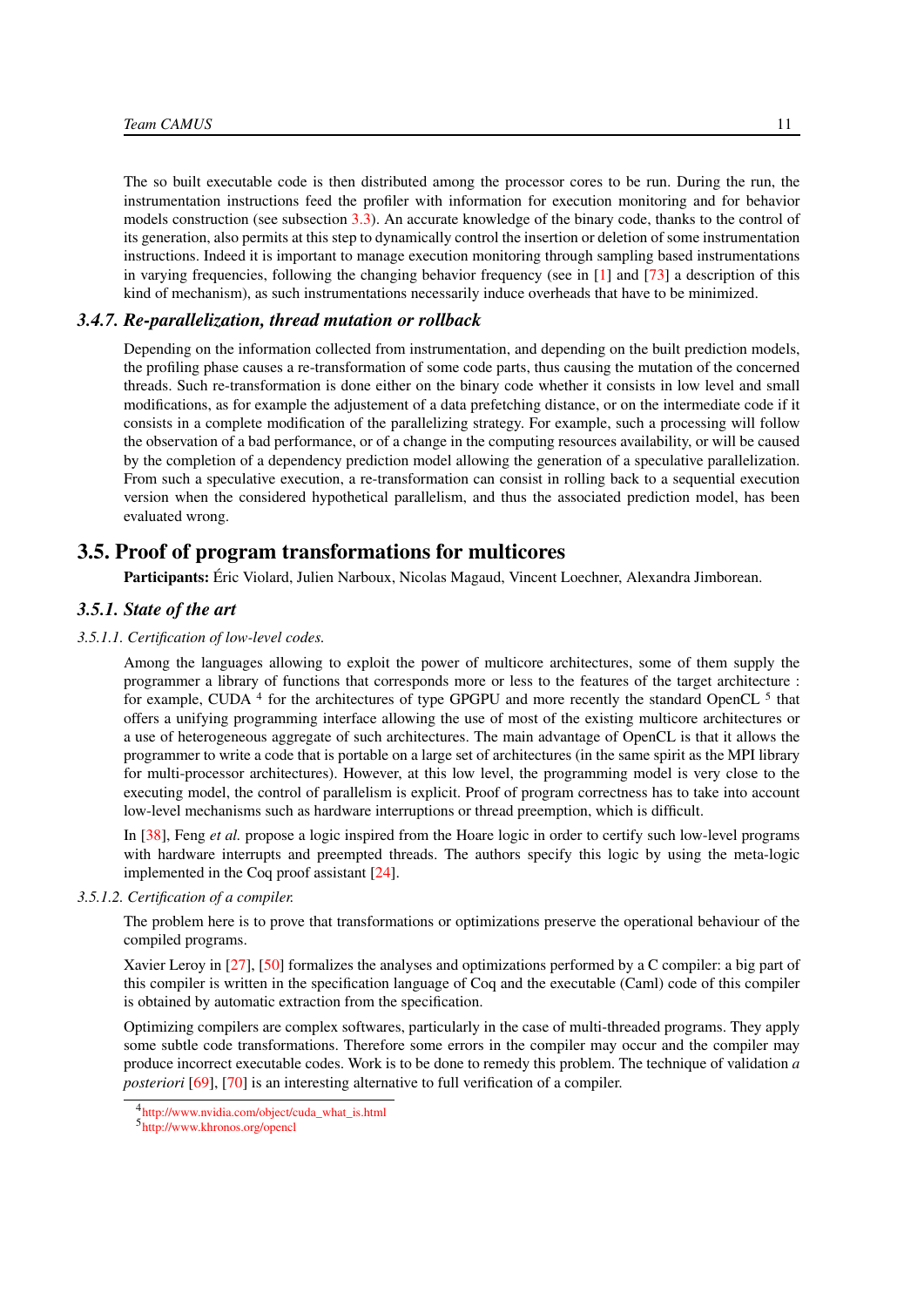The so built executable code is then distributed among the processor cores to be run. During the run, the instrumentation instructions feed the profiler with information for execution monitoring and for behavior models construction (see subsection 3.3). An accurate knowledge of the binary code, thanks to the control of its generation, also permits at this step to dynamically control the insertion or deletion of some instrumentation instructions. Indeed it is important to manage execution monitoring through sampling based instrumentations in varying frequencies, following the changing behavior frequency (see in [1] and [73] a description of this kind of mechanism), as such instrumentations necessarily induce overheads that have to be minimized.

### *3.4.7. Re-parallelization, thread mutation or rollback*

Depending on the information collected from instrumentation, and depending on the built prediction models, the profiling phase causes a re-transformation of some code parts, thus causing the mutation of the concerned threads. Such re-transformation is done either on the binary code whether it consists in low level and small modifications, as for example the adjustement of a data prefetching distance, or on the intermediate code if it consists in a complete modification of the parallelizing strategy. For example, such a processing will follow the observation of a bad performance, or of a change in the computing resources availability, or will be caused by the completion of a dependency prediction model allowing the generation of a speculative parallelization. From such a speculative execution, a re-transformation can consist in rolling back to a sequential execution version when the considered hypothetical parallelism, and thus the associated prediction model, has been evaluated wrong.

## 3.5. Proof of program transformations for multicores

**Participants:** Éric Violard, Julien Narboux, Nicolas Magaud, Vincent Loechner, Alexandra Jimborean.

### *3.5.1. State of the art*

#### *3.5.1.1. Certification of low-level codes.*

Among the languages allowing to exploit the power of multicore architectures, some of them supply the programmer a library of functions that corresponds more or less to the features of the target architecture : for example, CUDA [4] for the architectures of type GPGPU and more recently the standard OpenCL [5] that offers a unifying programming interface allowing the use of most of the existing multicore architectures or a use of heterogeneous aggregate of such architectures. The main advantage of OpenCL is that it allows the programmer to write a code that is portable on a large set of architectures (in the same spirit as the MPI library for multi-processor architectures). However, at this low level, the programming model is very close to the executing model, the control of parallelism is explicit. Proof of program correctness has to take into account low-level mechanisms such as hardware interruptions or thread preemption, which is difficult.

In [38], Feng *et al.* propose a logic inspired from the Hoare logic in order to certify such low-level programs with hardware interrupts and preempted threads. The authors specify this logic by using the meta-logic implemented in the Coq proof assistant [24].

#### *3.5.1.2. Certification of a compiler.*

The problem here is to prove that transformations or optimizations preserve the operational behaviour of the compiled programs.

Xavier Leroy in [27], [50] formalizes the analyses and optimizations performed by a C compiler: a big part of this compiler is written in the specification language of Coq and the executable (Caml) code of this compiler is obtained by automatic extraction from the specification.

Optimizing compilers are complex softwares, particularly in the case of multi-threaded programs. They apply some subtle code transformations. Therefore some errors in the compiler may occur and the compiler may produce incorrect executable codes. Work is to be done to remedy this problem. The technique of validation *a posteriori* [69], [70] is an interesting alternative to full verification of a compiler.

[4] http://www.nvidia.com/object/cuda_what_is.html

[5] http://www.khronos.org/opencl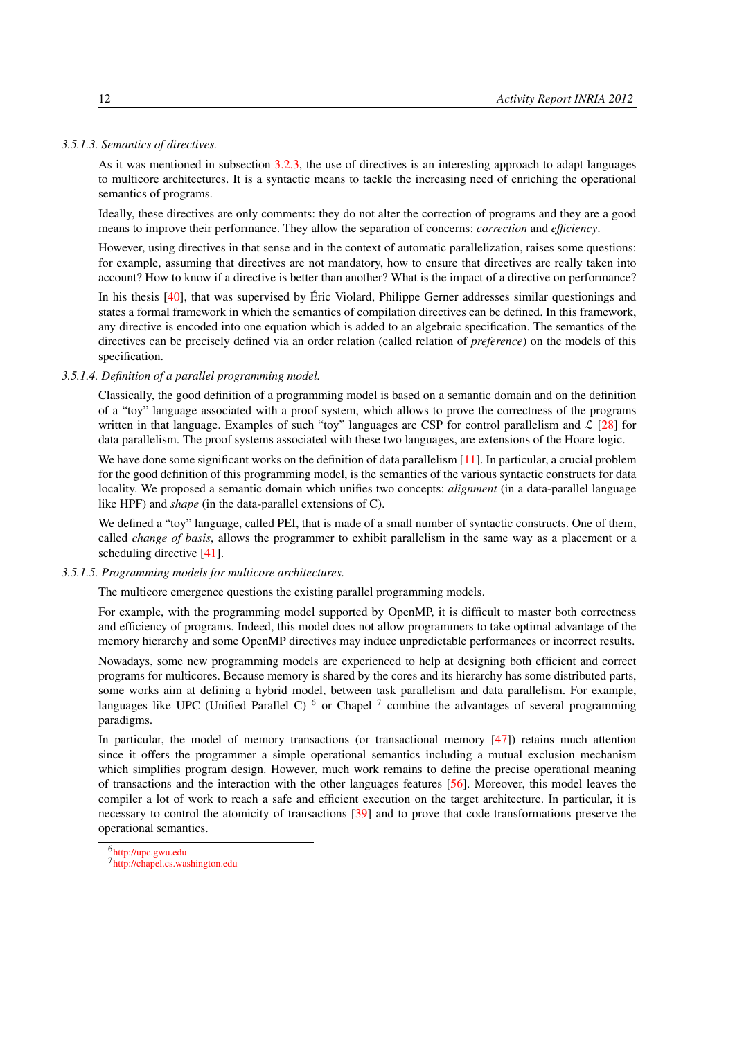#### 3.5.1.3. Semantics of directives.

As it was mentioned in subsection 3.2.3, the use of directives is an interesting approach to adapt languages to multicore architectures. It is a syntactic means to tackle the increasing need of enriching the operational semantics of programs.

Ideally, these directives are only comments: they do not alter the correction of programs and they are a good means to improve their performance. They allow the separation of concerns: *correction* and *efficiency*.

However, using directives in that sense and in the context of automatic parallelization, raises some questions: for example, assuming that directives are not mandatory, how to ensure that directives are really taken into account? How to know if a directive is better than another? What is the impact of a directive on performance?

In his thesis [40], that was supervised by Éric Violard, Philippe Gerner addresses similar questionings and states a formal framework in which the semantics of compilation directives can be defined. In this framework, any directive is encoded into one equation which is added to an algebraic specification. The semantics of the directives can be precisely defined via an order relation (called relation of *preference*) on the models of this specification.

#### 3.5.1.4. Definition of a parallel programming model.

Classically, the good definition of a programming model is based on a semantic domain and on the definition of a "toy" language associated with a proof system, which allows to prove the correctness of the programs written in that language. Examples of such "toy" languages are CSP for control parallelism and $\mathcal{L}$ [28] for data parallelism. The proof systems associated with these two languages, are extensions of the Hoare logic.

We have done some significant works on the definition of data parallelism [11]. In particular, a crucial problem for the good definition of this programming model, is the semantics of the various syntactic constructs for data locality. We proposed a semantic domain which unifies two concepts: *alignment* (in a data-parallel language like HPF) and *shape* (in the data-parallel extensions of C).

We defined a "toy" language, called PEI, that is made of a small number of syntactic constructs. One of them, called *change of basis*, allows the programmer to exhibit parallelism in the same way as a placement or a scheduling directive [41].

#### 3.5.1.5. Programming models for multicore architectures.

The multicore emergence questions the existing parallel programming models.

For example, with the programming model supported by OpenMP, it is difficult to master both correctness and efficiency of programs. Indeed, this model does not allow programmers to take optimal advantage of the memory hierarchy and some OpenMP directives may induce unpredictable performances or incorrect results.

Nowadays, some new programming models are experienced to help at designing both efficient and correct programs for multicores. Because memory is shared by the cores and its hierarchy has some distributed parts, some works aim at defining a hybrid model, between task parallelism and data parallelism. For example, languages like UPC (Unified Parallel C) [6] or Chapel [7] combine the advantages of several programming paradigms.

In particular, the model of memory transactions (or transactional memory [47]) retains much attention since it offers the programmer a simple operational semantics including a mutual exclusion mechanism which simplifies program design. However, much work remains to define the precise operational meaning of transactions and the interaction with the other languages features [56]. Moreover, this model leaves the compiler a lot of work to reach a safe and efficient execution on the target architecture. In particular, it is necessary to control the atomicity of transactions [39] and to prove that code transformations preserve the operational semantics.

[6] http://upc.gwu.edu

[7] http://chapel.cs.washington.edu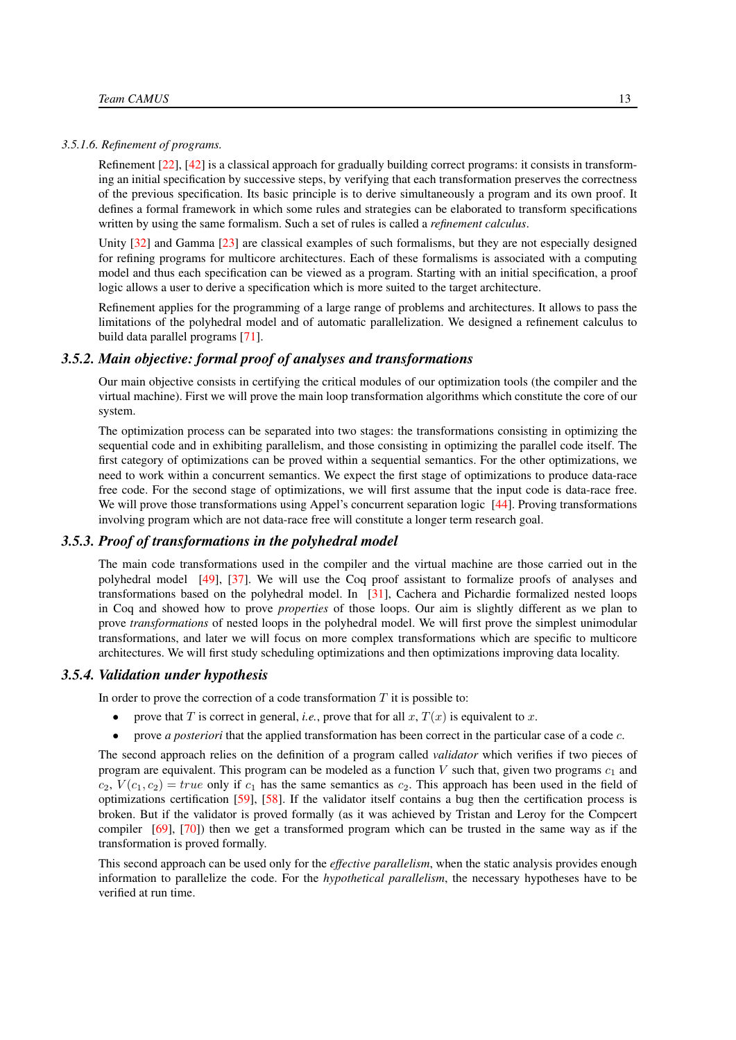#### 3.5.1.6. Refinement of programs.

Refinement [22], [42] is a classical approach for gradually building correct programs: it consists in transforming an initial specification by successive steps, by verifying that each transformation preserves the correctness of the previous specification. Its basic principle is to derive simultaneously a program and its own proof. It defines a formal framework in which some rules and strategies can be elaborated to transform specifications written by using the same formalism. Such a set of rules is called a *refinement calculus*.

Unity [32] and Gamma [23] are classical examples of such formalisms, but they are not especially designed for refining programs for multicore architectures. Each of these formalisms is associated with a computing model and thus each specification can be viewed as a program. Starting with an initial specification, a proof logic allows a user to derive a specification which is more suited to the target architecture.

Refinement applies for the programming of a large range of problems and architectures. It allows to pass the limitations of the polyhedral model and of automatic parallelization. We designed a refinement calculus to build data parallel programs [71].

### 3.5.2. Main objective: formal proof of analyses and transformations

Our main objective consists in certifying the critical modules of our optimization tools (the compiler and the virtual machine). First we will prove the main loop transformation algorithms which constitute the core of our system.

The optimization process can be separated into two stages: the transformations consisting in optimizing the sequential code and in exhibiting parallelism, and those consisting in optimizing the parallel code itself. The first category of optimizations can be proved within a sequential semantics. For the other optimizations, we need to work within a concurrent semantics. We expect the first stage of optimizations to produce data-race free code. For the second stage of optimizations, we will first assume that the input code is data-race free. We will prove those transformations using Appel's concurrent separation logic [44]. Proving transformations involving program which are not data-race free will constitute a longer term research goal.

### 3.5.3. Proof of transformations in the polyhedral model

The main code transformations used in the compiler and the virtual machine are those carried out in the polyhedral model [49], [37]. We will use the Coq proof assistant to formalize proofs of analyses and transformations based on the polyhedral model. In [31], Cachera and Pichardie formalized nested loops in Coq and showed how to prove *properties* of those loops. Our aim is slightly different as we plan to prove *transformations* of nested loops in the polyhedral model. We will first prove the simplest unimodular transformations, and later we will focus on more complex transformations which are specific to multicore architectures. We will first study scheduling optimizations and then optimizations improving data locality.

### 3.5.4. Validation under hypothesis

In order to prove the correction of a code transformation $T$ it is possible to:

- prove that $T$ is correct in general, *i.e.*, prove that for all $x$, $T(x)$ is equivalent to $x$.
- prove *a posteriori* that the applied transformation has been correct in the particular case of a code $c$.

The second approach relies on the definition of a program called *validator* which verifies if two pieces of program are equivalent. This program can be modeled as a function $V$ such that, given two programs $c_1$ and $c_2$, $V(c_1, c_2) = true$ only if $c_1$ has the same semantics as $c_2$. This approach has been used in the field of optimizations certification [59], [58]. If the validator itself contains a bug then the certification process is broken. But if the validator is proved formally (as it was achieved by Tristan and Leroy for the Compcert compiler [69], [70]) then we get a transformed program which can be trusted in the same way as if the transformation is proved formally.

This second approach can be used only for the *effective parallelism*, when the static analysis provides enough information to parallelize the code. For the *hypothetical parallelism*, the necessary hypotheses have to be verified at run time.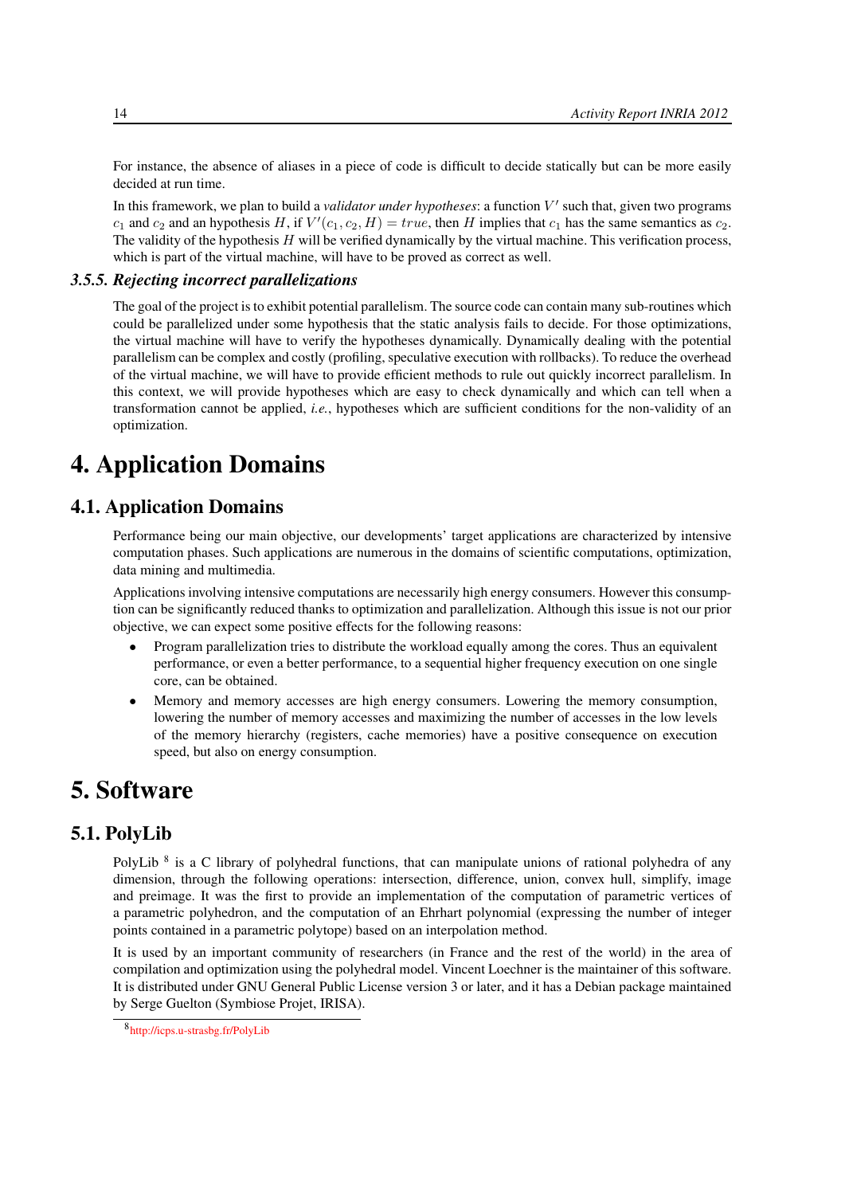For instance, the absence of aliases in a piece of code is difficult to decide statically but can be more easily decided at run time.

In this framework, we plan to build a *validator under hypotheses*: a function $V'$ such that, given two programs $c_1$ and $c_2$ and an hypothesis $H$, if $V'(c_1, c_2, H) = true$, then $H$ implies that $c_1$ has the same semantics as $c_2$. The validity of the hypothesis $H$ will be verified dynamically by the virtual machine. This verification process, which is part of the virtual machine, will have to be proved as correct as well.

### 3.5.5. Rejecting incorrect parallelizations

The goal of the project is to exhibit potential parallelism. The source code can contain many sub-routines which could be parallelized under some hypothesis that the static analysis fails to decide. For those optimizations, the virtual machine will have to verify the hypotheses dynamically. Dynamically dealing with the potential parallelism can be complex and costly (profiling, speculative execution with rollbacks). To reduce the overhead of the virtual machine, we will have to provide efficient methods to rule out quickly incorrect parallelism. In this context, we will provide hypotheses which are easy to check dynamically and which can tell when a transformation cannot be applied, *i.e.*, hypotheses which are sufficient conditions for the non-validity of an optimization.

# 4. Application Domains

## 4.1. Application Domains

Performance being our main objective, our developments' target applications are characterized by intensive computation phases. Such applications are numerous in the domains of scientific computations, optimization, data mining and multimedia.

Applications involving intensive computations are necessarily high energy consumers. However this consumption can be significantly reduced thanks to optimization and parallelization. Although this issue is not our prior objective, we can expect some positive effects for the following reasons:

- Program parallelization tries to distribute the workload equally among the cores. Thus an equivalent performance, or even a better performance, to a sequential higher frequency execution on one single core, can be obtained.
- Memory and memory accesses are high energy consumers. Lowering the memory consumption, lowering the number of memory accesses and maximizing the number of accesses in the low levels of the memory hierarchy (registers, cache memories) have a positive consequence on execution speed, but also on energy consumption.

# 5. Software

## 5.1. PolyLib

PolyLib [8] is a C library of polyhedral functions, that can manipulate unions of rational polyhedra of any dimension, through the following operations: intersection, difference, union, convex hull, simplify, image and preimage. It was the first to provide an implementation of the computation of parametric vertices of a parametric polyhedron, and the computation of an Ehrhart polynomial (expressing the number of integer points contained in a parametric polytope) based on an interpolation method.

It is used by an important community of researchers (in France and the rest of the world) in the area of compilation and optimization using the polyhedral model. Vincent Loechner is the maintainer of this software. It is distributed under GNU General Public License version 3 or later, and it has a Debian package maintained by Serge Guelton (Symbiose Projet, IRISA).

[8] http://icps.u-strasbg.fr/PolyLib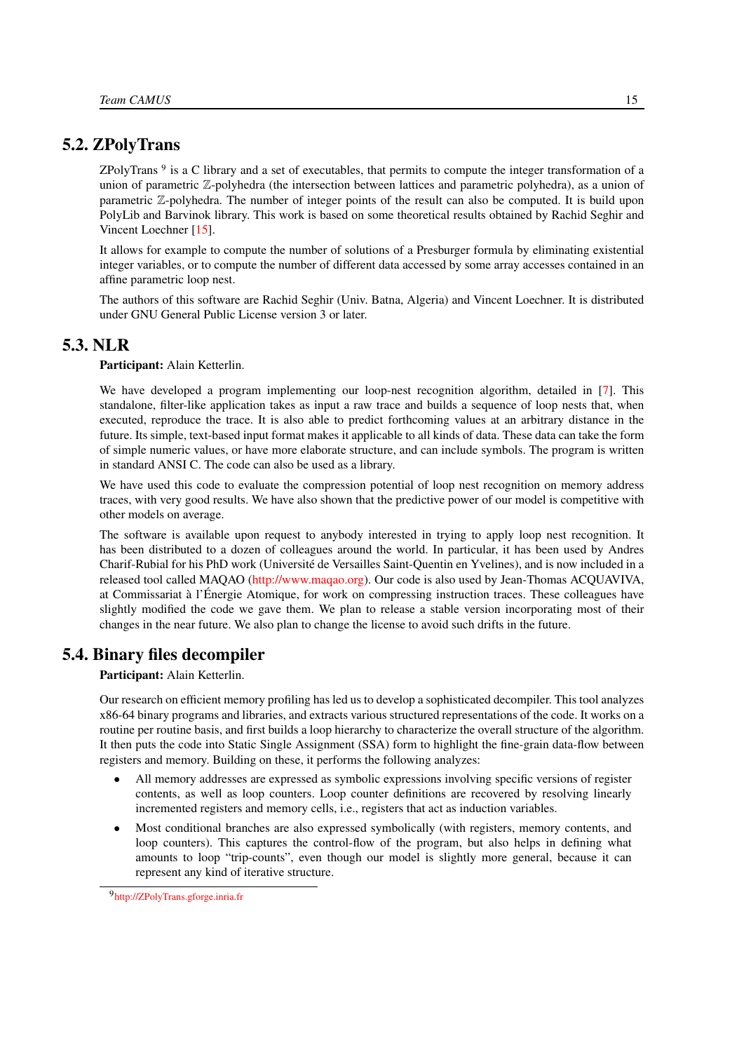## 5.2. ZPolyTrans

ZPolyTrans [9] is a C library and a set of executables, that permits to compute the integer transformation of a union of parametric $\mathbb{Z}$-polyhedra (the intersection between lattices and parametric polyhedra), as a union of parametric $\mathbb{Z}$-polyhedra. The number of integer points of the result can also be computed. It is build upon PolyLib and Barvinok library. This work is based on some theoretical results obtained by Rachid Seghir and Vincent Loechner [15].

It allows for example to compute the number of solutions of a Presburger formula by eliminating existential integer variables, or to compute the number of different data accessed by some array accesses contained in an affine parametric loop nest.

The authors of this software are Rachid Seghir (Univ. Batna, Algeria) and Vincent Loechner. It is distributed under GNU General Public License version 3 or later.

## 5.3. NLR

**Participant:** Alain Ketterlin.

We have developed a program implementing our loop-nest recognition algorithm, detailed in [7]. This standalone, filter-like application takes as input a raw trace and builds a sequence of loop nests that, when executed, reproduce the trace. It is also able to predict forthcoming values at an arbitrary distance in the future. Its simple, text-based input format makes it applicable to all kinds of data. These data can take the form of simple numeric values, or have more elaborate structure, and can include symbols. The program is written in standard ANSI C. The code can also be used as a library.

We have used this code to evaluate the compression potential of loop nest recognition on memory address traces, with very good results. We have also shown that the predictive power of our model is competitive with other models on average.

The software is available upon request to anybody interested in trying to apply loop nest recognition. It has been distributed to a dozen of colleagues around the world. In particular, it has been used by Andres Charif-Rubial for his PhD work (Université de Versailles Saint-Quentin en Yvelines), and is now included in a released tool called MAQAO (http://www.maqao.org). Our code is also used by Jean-Thomas ACQUAVIVA, at Commissariat à l'Énergie Atomique, for work on compressing instruction traces. These colleagues have slightly modified the code we gave them. We plan to release a stable version incorporating most of their changes in the near future. We also plan to change the license to avoid such drifts in the future.

## 5.4. Binary files decompiler

**Participant:** Alain Ketterlin.

Our research on efficient memory profiling has led us to develop a sophisticated decompiler. This tool analyzes x86-64 binary programs and libraries, and extracts various structured representations of the code. It works on a routine per routine basis, and first builds a loop hierarchy to characterize the overall structure of the algorithm. It then puts the code into Static Single Assignment (SSA) form to highlight the fine-grain data-flow between registers and memory. Building on these, it performs the following analyzes:

- All memory addresses are expressed as symbolic expressions involving specific versions of register contents, as well as loop counters. Loop counter definitions are recovered by resolving linearly incremented registers and memory cells, i.e., registers that act as induction variables.
- Most conditional branches are also expressed symbolically (with registers, memory contents, and loop counters). This captures the control-flow of the program, but also helps in defining what amounts to loop "trip-counts", even though our model is slightly more general, because it can represent any kind of iterative structure.

[9] http://ZPolyTrans.gforge.inria.fr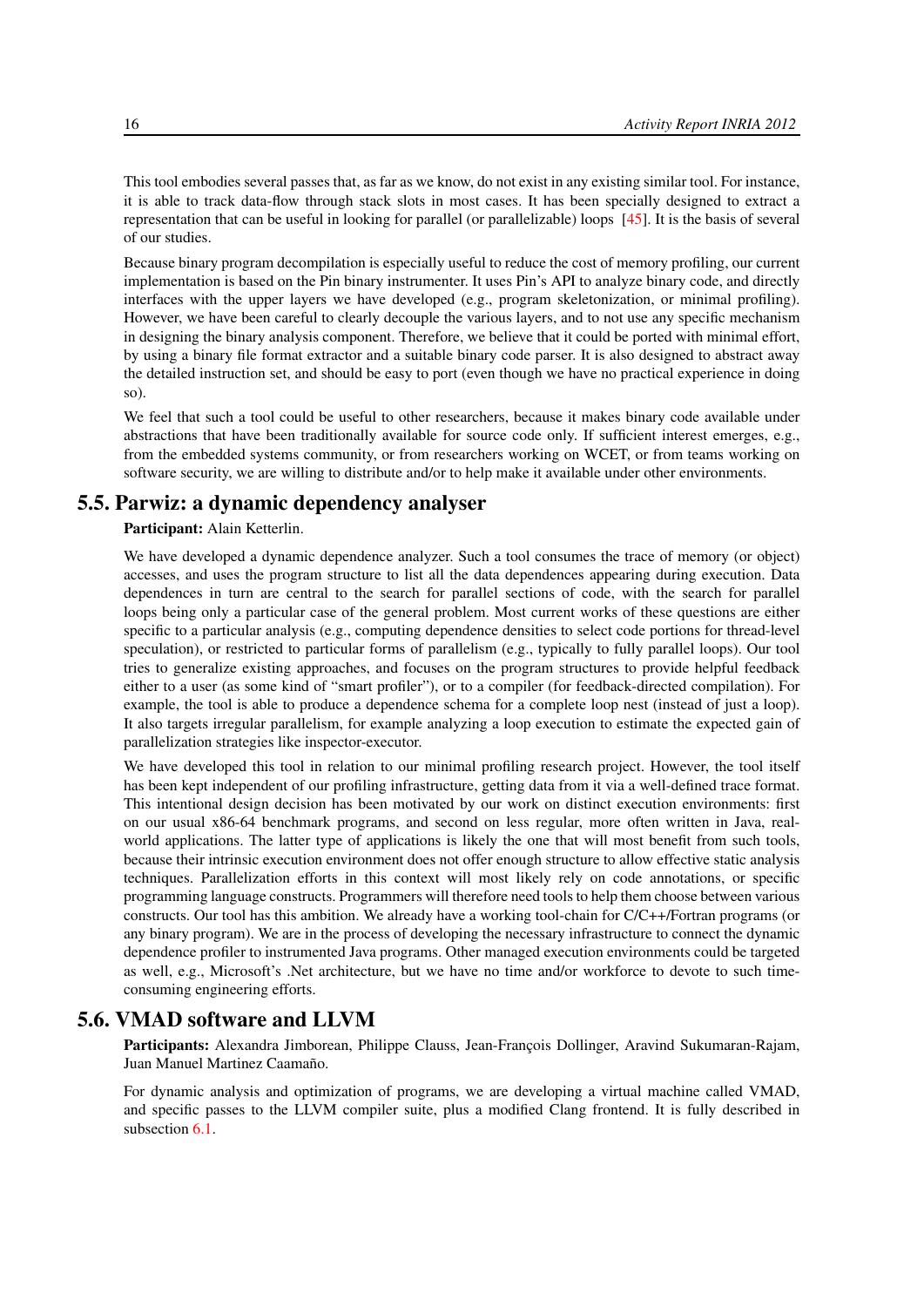This tool embodies several passes that, as far as we know, do not exist in any existing similar tool. For instance, it is able to track data-flow through stack slots in most cases. It has been specially designed to extract a representation that can be useful in looking for parallel (or parallelizable) loops [45]. It is the basis of several of our studies.

Because binary program decompilation is especially useful to reduce the cost of memory profiling, our current implementation is based on the Pin binary instrumenter. It uses Pin's API to analyze binary code, and directly interfaces with the upper layers we have developed (e.g., program skeletonization, or minimal profiling). However, we have been careful to clearly decouple the various layers, and to not use any specific mechanism in designing the binary analysis component. Therefore, we believe that it could be ported with minimal effort, by using a binary file format extractor and a suitable binary code parser. It is also designed to abstract away the detailed instruction set, and should be easy to port (even though we have no practical experience in doing so).

We feel that such a tool could be useful to other researchers, because it makes binary code available under abstractions that have been traditionally available for source code only. If sufficient interest emerges, e.g., from the embedded systems community, or from researchers working on WCET, or from teams working on software security, we are willing to distribute and/or to help make it available under other environments.

## 5.5. Parwiz: a dynamic dependency analyser

**Participant:** Alain Ketterlin.

We have developed a dynamic dependence analyzer. Such a tool consumes the trace of memory (or object) accesses, and uses the program structure to list all the data dependences appearing during execution. Data dependences in turn are central to the search for parallel sections of code, with the search for parallel loops being only a particular case of the general problem. Most current works of these questions are either specific to a particular analysis (e.g., computing dependence densities to select code portions for thread-level speculation), or restricted to particular forms of parallelism (e.g., typically to fully parallel loops). Our tool tries to generalize existing approaches, and focuses on the program structures to provide helpful feedback either to a user (as some kind of "smart profiler"), or to a compiler (for feedback-directed compilation). For example, the tool is able to produce a dependence schema for a complete loop nest (instead of just a loop). It also targets irregular parallelism, for example analyzing a loop execution to estimate the expected gain of parallelization strategies like inspector-executor.

We have developed this tool in relation to our minimal profiling research project. However, the tool itself has been kept independent of our profiling infrastructure, getting data from it via a well-defined trace format. This intentional design decision has been motivated by our work on distinct execution environments: first on our usual x86-64 benchmark programs, and second on less regular, more often written in Java, real-world applications. The latter type of applications is likely the one that will most benefit from such tools, because their intrinsic execution environment does not offer enough structure to allow effective static analysis techniques. Parallelization efforts in this context will most likely rely on code annotations, or specific programming language constructs. Programmers will therefore need tools to help them choose between various constructs. Our tool has this ambition. We already have a working tool-chain for C/C++/Fortran programs (or any binary program). We are in the process of developing the necessary infrastructure to connect the dynamic dependence profiler to instrumented Java programs. Other managed execution environments could be targeted as well, e.g., Microsoft's .Net architecture, but we have no time and/or workforce to devote to such time-consuming engineering efforts.

## 5.6. VMAD software and LLVM

**Participants:** Alexandra Jimborean, Philippe Clauss, Jean-François Dollinger, Aravind Sukumaran-Rajam, Juan Manuel Martinez Caamaño.

For dynamic analysis and optimization of programs, we are developing a virtual machine called VMAD, and specific passes to the LLVM compiler suite, plus a modified Clang frontend. It is fully described in subsection 6.1.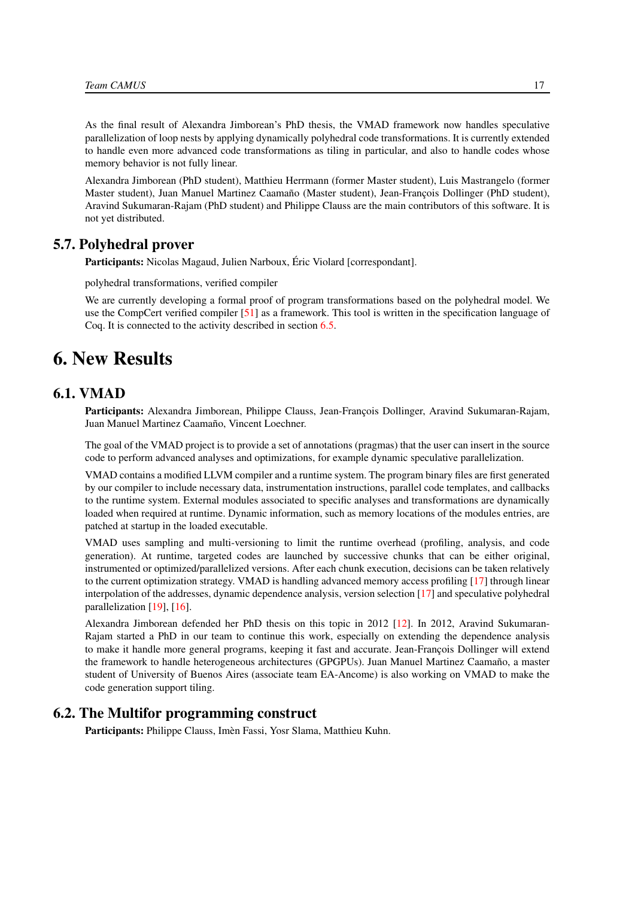As the final result of Alexandra Jimborean's PhD thesis, the VMAD framework now handles speculative parallelization of loop nests by applying dynamically polyhedral code transformations. It is currently extended to handle even more advanced code transformations as tiling in particular, and also to handle codes whose memory behavior is not fully linear.

Alexandra Jimborean (PhD student), Matthieu Herrmann (former Master student), Luis Mastrangelo (former Master student), Juan Manuel Martinez Caamaño (Master student), Jean-François Dollinger (PhD student), Aravind Sukumaran-Rajam (PhD student) and Philippe Clauss are the main contributors of this software. It is not yet distributed.

## 5.7. Polyhedral prover

**Participants:** Nicolas Magaud, Julien Narboux, Éric Violard [correspondant].

polyhedral transformations, verified compiler

We are currently developing a formal proof of program transformations based on the polyhedral model. We use the CompCert verified compiler [51] as a framework. This tool is written in the specification language of Coq. It is connected to the activity described in section 6.5.

# 6. New Results

## 6.1. VMAD

**Participants:** Alexandra Jimborean, Philippe Clauss, Jean-François Dollinger, Aravind Sukumaran-Rajam, Juan Manuel Martinez Caamaño, Vincent Loechner.

The goal of the VMAD project is to provide a set of annotations (pragmas) that the user can insert in the source code to perform advanced analyses and optimizations, for example dynamic speculative parallelization.

VMAD contains a modified LLVM compiler and a runtime system. The program binary files are first generated by our compiler to include necessary data, instrumentation instructions, parallel code templates, and callbacks to the runtime system. External modules associated to specific analyses and transformations are dynamically loaded when required at runtime. Dynamic information, such as memory locations of the modules entries, are patched at startup in the loaded executable.

VMAD uses sampling and multi-versioning to limit the runtime overhead (profiling, analysis, and code generation). At runtime, targeted codes are launched by successive chunks that can be either original, instrumented or optimized/parallelized versions. After each chunk execution, decisions can be taken relatively to the current optimization strategy. VMAD is handling advanced memory access profiling [17] through linear interpolation of the addresses, dynamic dependence analysis, version selection [17] and speculative polyhedral parallelization [19], [16].

Alexandra Jimborean defended her PhD thesis on this topic in 2012 [12]. In 2012, Aravind Sukumaran-Rajam started a PhD in our team to continue this work, especially on extending the dependence analysis to make it handle more general programs, keeping it fast and accurate. Jean-François Dollinger will extend the framework to handle heterogeneous architectures (GPGPUs). Juan Manuel Martinez Caamaño, a master student of University of Buenos Aires (associate team EA-Ancome) is also working on VMAD to make the code generation support tiling.

## 6.2. The Multifor programming construct

**Participants:** Philippe Clauss, Imèn Fassi, Yosr Slama, Matthieu Kuhn.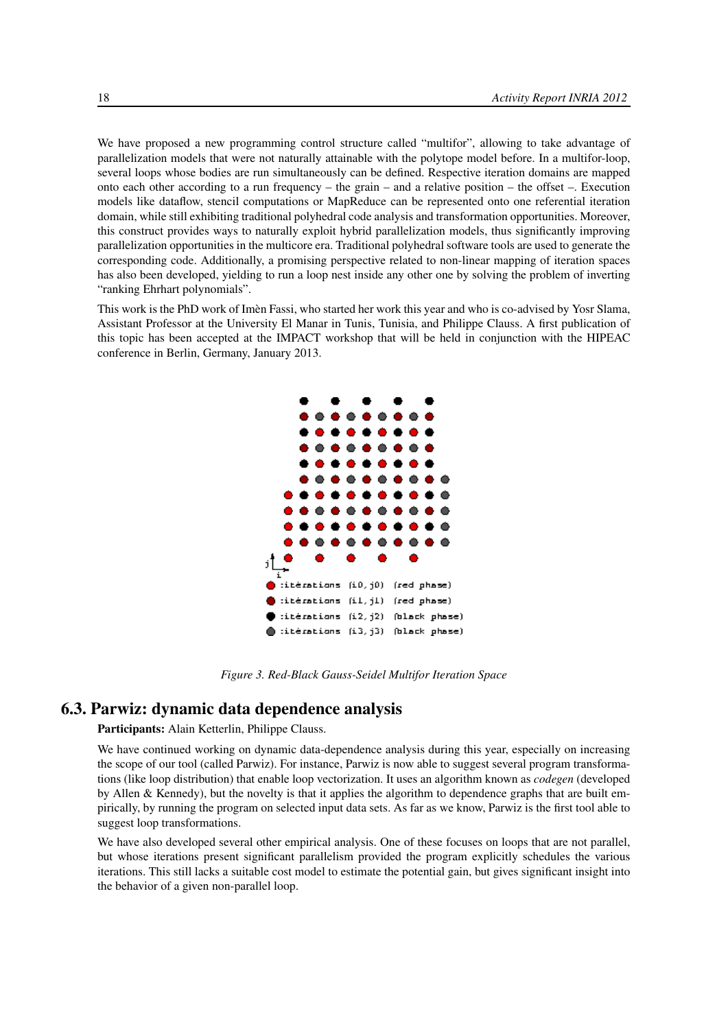We have proposed a new programming control structure called "multifor", allowing to take advantage of parallelization models that were not naturally attainable with the polytope model before. In a multifor-loop, several loops whose bodies are run simultaneously can be defined. Respective iteration domains are mapped onto each other according to a run frequency – the grain – and a relative position – the offset –. Execution models like dataflow, stencil computations or MapReduce can be represented onto one referential iteration domain, while still exhibiting traditional polyhedral code analysis and transformation opportunities. Moreover, this construct provides ways to naturally exploit hybrid parallelization models, thus significantly improving parallelization opportunities in the multicore era. Traditional polyhedral software tools are used to generate the corresponding code. Additionally, a promising perspective related to non-linear mapping of iteration spaces has also been developed, yielding to run a loop nest inside any other one by solving the problem of inverting "ranking Ehrhart polynomials".

This work is the PhD work of Imèn Fassi, who started her work this year and who is co-advised by Yosr Slama, Assistant Professor at the University El Manar in Tunis, Tunisia, and Philippe Clauss. A first publication of this topic has been accepted at the IMPACT workshop that will be held in conjunction with the HIPEAC conference in Berlin, Germany, January 2013.

*Figure 3. Red-Black Gauss-Seidel Multifor Iteration Space*

## 6.3. Parwiz: dynamic data dependence analysis

**Participants:** Alain Ketterlin, Philippe Clauss.

We have continued working on dynamic data-dependence analysis during this year, especially on increasing the scope of our tool (called Parwiz). For instance, Parwiz is now able to suggest several program transformations (like loop distribution) that enable loop vectorization. It uses an algorithm known as *codegen* (developed by Allen & Kennedy), but the novelty is that it applies the algorithm to dependence graphs that are built empirically, by running the program on selected input data sets. As far as we know, Parwiz is the first tool able to suggest loop transformations.

We have also developed several other empirical analysis. One of these focuses on loops that are not parallel, but whose iterations present significant parallelism provided the program explicitly schedules the various iterations. This still lacks a suitable cost model to estimate the potential gain, but gives significant insight into the behavior of a given non-parallel loop.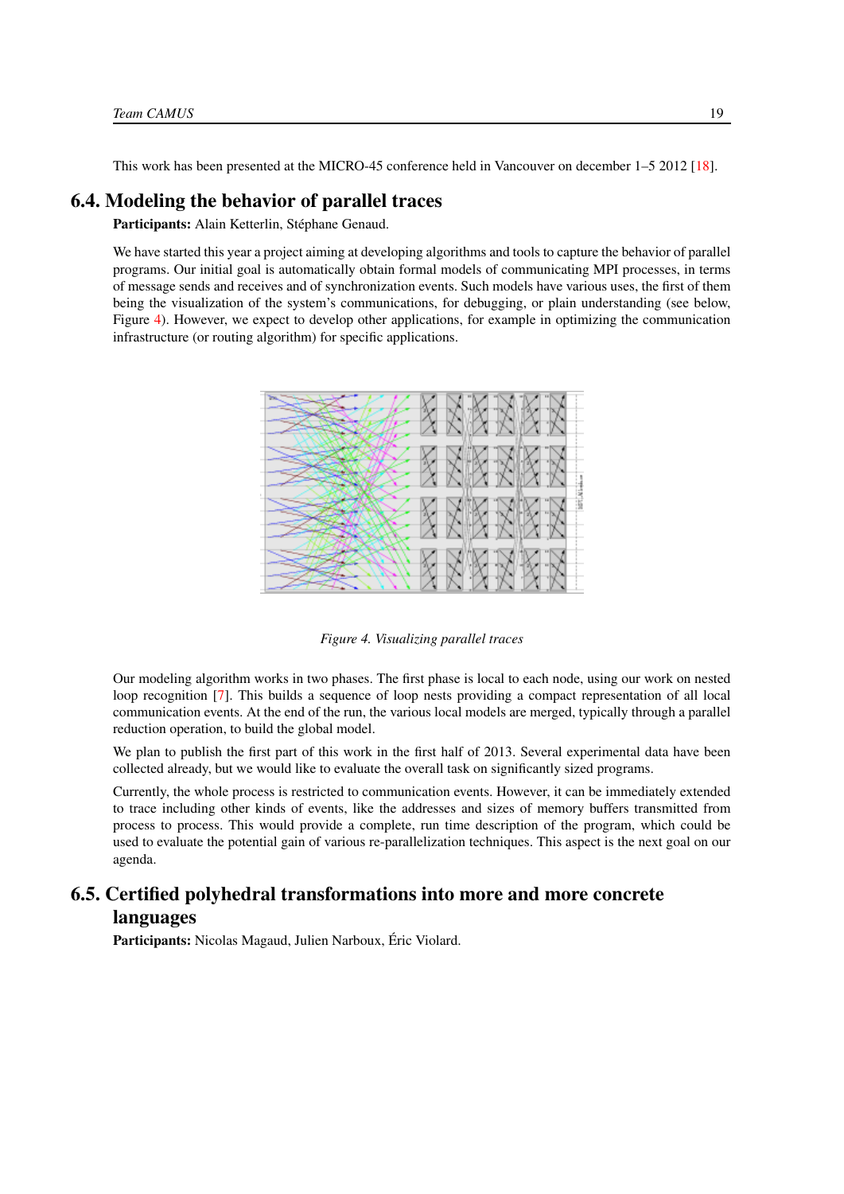This work has been presented at the MICRO-45 conference held in Vancouver on december 1–5 2012 [18].

## 6.4. Modeling the behavior of parallel traces

**Participants:** Alain Ketterlin, Stéphane Genaud.

We have started this year a project aiming at developing algorithms and tools to capture the behavior of parallel programs. Our initial goal is automatically obtain formal models of communicating MPI processes, in terms of message sends and receives and of synchronization events. Such models have various uses, the first of them being the visualization of the system's communications, for debugging, or plain understanding (see below, Figure 4). However, we expect to develop other applications, for example in optimizing the communication infrastructure (or routing algorithm) for specific applications.

*Figure 4. Visualizing parallel traces*

Our modeling algorithm works in two phases. The first phase is local to each node, using our work on nested loop recognition [7]. This builds a sequence of loop nests providing a compact representation of all local communication events. At the end of the run, the various local models are merged, typically through a parallel reduction operation, to build the global model.

We plan to publish the first part of this work in the first half of 2013. Several experimental data have been collected already, but we would like to evaluate the overall task on significantly sized programs.

Currently, the whole process is restricted to communication events. However, it can be immediately extended to trace including other kinds of events, like the addresses and sizes of memory buffers transmitted from process to process. This would provide a complete, run time description of the program, which could be used to evaluate the potential gain of various re-parallelization techniques. This aspect is the next goal on our agenda.

## 6.5. Certified polyhedral transformations into more and more concrete languages

**Participants:** Nicolas Magaud, Julien Narboux, Éric Violard.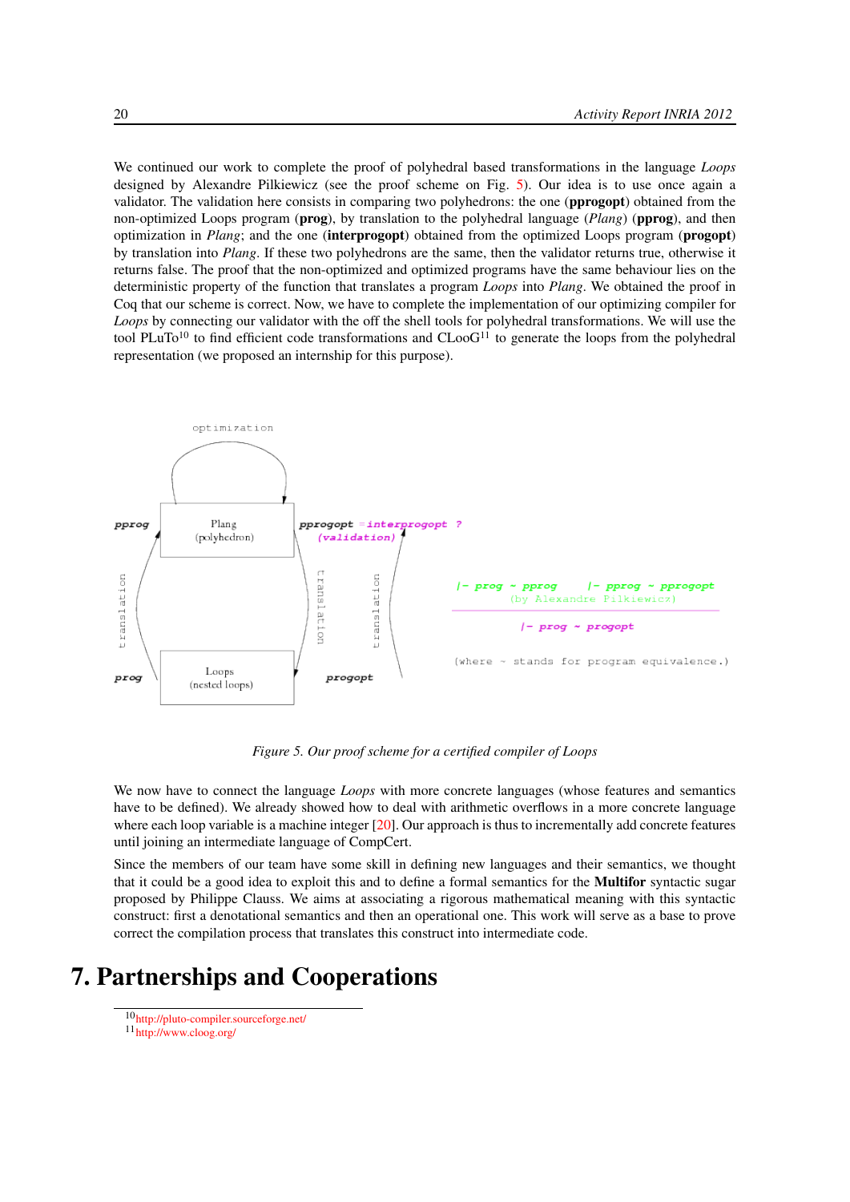We continued our work to complete the proof of polyhedral based transformations in the language *Loops* designed by Alexandre Pilkiewicz (see the proof scheme on Fig. 5). Our idea is to use once again a validator. The validation here consists in comparing two polyhedrons: the one (**pprogopt**) obtained from the non-optimized Loops program (**prog**), by translation to the polyhedral language (*Plang*) (**pprog**), and then optimization in *Plang*; and the one (**interprogopt**) obtained from the optimized Loops program (**progopt**) by translation into *Plang*. If these two polyhedrons are the same, then the validator returns true, otherwise it returns false. The proof that the non-optimized and optimized programs have the same behaviour lies on the deterministic property of the function that translates a program *Loops* into *Plang*. We obtained the proof in Coq that our scheme is correct. Now, we have to complete the implementation of our optimizing compiler for *Loops* by connecting our validator with the off the shell tools for polyhedral transformations. We will use the tool PLuTo[10] to find efficient code transformations and CLooG[11] to generate the loops from the polyhedral representation (we proposed an internship for this purpose).

```
                 optimization
              _______________
             /               \
            |                 v
pprog   +-----------------+   pprogopt = interprogopt ?
   ^    |      Plang      |      (validation)  ^
   |    |  (polyhedron)   |                     |
   |    +-----------------+                     |
 translation            translation       translation      |- prog ~ pprog    |- pprog ~ pprogopt
   |                        |               |                  (by Alexandre Pilkiewicz)
   |                        v               |              ------------------------------------
   |    +-----------------+                 |                      |- prog ~ progopt
   |    |      Loops      |                 |
prog    |  (nested loops) |   progopt                      (where ~ stands for program equivalence.)
        +-----------------+
```

*Figure 5. Our proof scheme for a certified compiler of Loops*

We now have to connect the language *Loops* with more concrete languages (whose features and semantics have to be defined). We already showed how to deal with arithmetic overflows in a more concrete language where each loop variable is a machine integer [20]. Our approach is thus to incrementally add concrete features until joining an intermediate language of CompCert.

Since the members of our team have some skill in defining new languages and their semantics, we thought that it could be a good idea to exploit this and to define a formal semantics for the **Multifor** syntactic sugar proposed by Philippe Clauss. We aims at associating a rigorous mathematical meaning with this syntactic construct: first a denotational semantics and then an operational one. This work will serve as a base to prove correct the compilation process that translates this construct into intermediate code.

# 7. Partnerships and Cooperations

[10] http://pluto-compiler.sourceforge.net/
[11] http://www.cloog.org/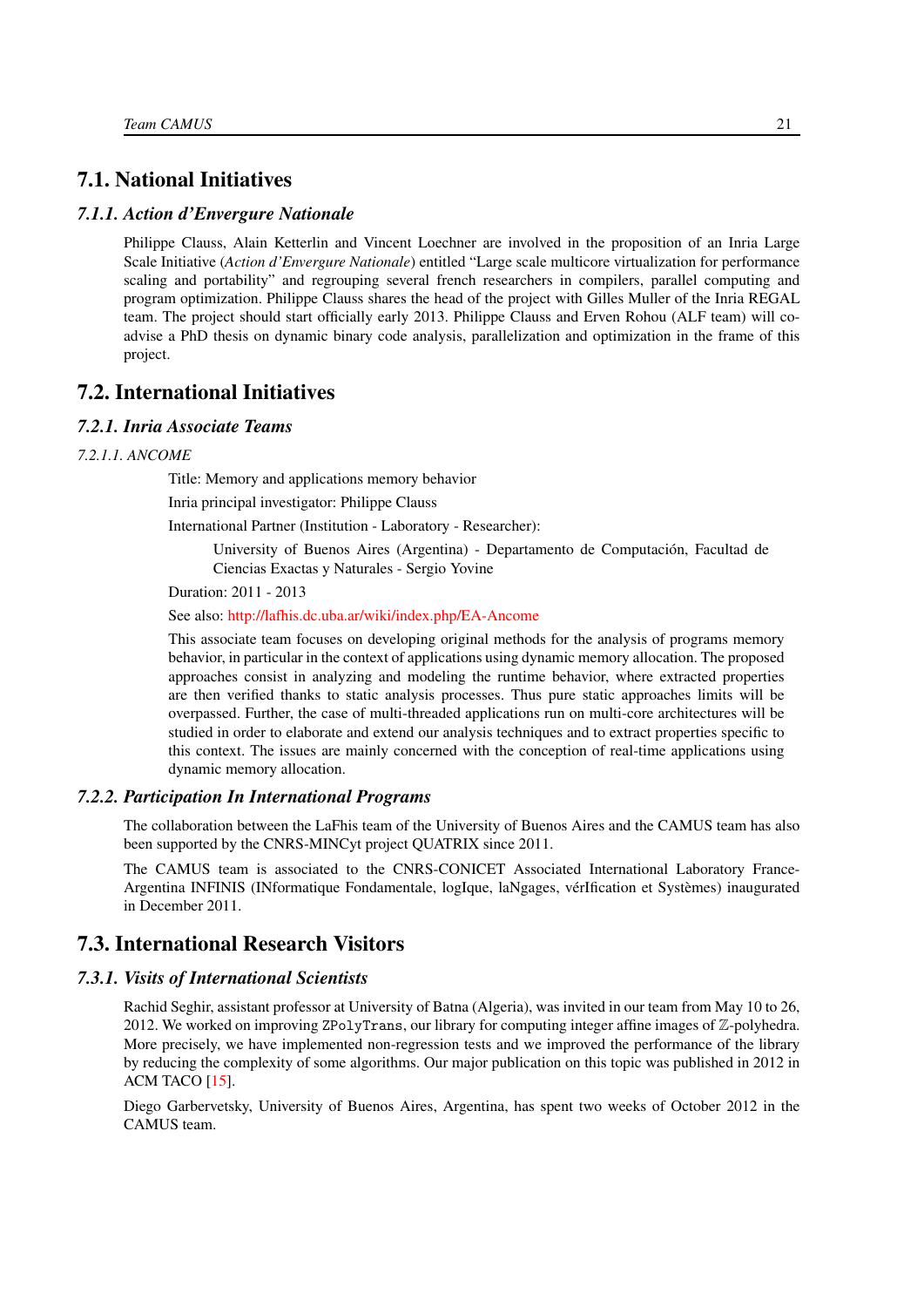## 7.1. National Initiatives

### 7.1.1. Action d'Envergure Nationale

Philippe Clauss, Alain Ketterlin and Vincent Loechner are involved in the proposition of an Inria Large Scale Initiative (*Action d'Envergure Nationale*) entitled "Large scale multicore virtualization for performance scaling and portability" and regrouping several french researchers in compilers, parallel computing and program optimization. Philippe Clauss shares the head of the project with Gilles Muller of the Inria REGAL team. The project should start officially early 2013. Philippe Clauss and Erven Rohou (ALF team) will co-advise a PhD thesis on dynamic binary code analysis, parallelization and optimization in the frame of this project.

## 7.2. International Initiatives

### 7.2.1. Inria Associate Teams

#### 7.2.1.1. ANCOME

Title: Memory and applications memory behavior

Inria principal investigator: Philippe Clauss

International Partner (Institution - Laboratory - Researcher):

> University of Buenos Aires (Argentina) - Departamento de Computación, Facultad de Ciencias Exactas y Naturales - Sergio Yovine

Duration: 2011 - 2013

See also: http://lafhis.dc.uba.ar/wiki/index.php/EA-Ancome

This associate team focuses on developing original methods for the analysis of programs memory behavior, in particular in the context of applications using dynamic memory allocation. The proposed approaches consist in analyzing and modeling the runtime behavior, where extracted properties are then verified thanks to static analysis processes. Thus pure static approaches limits will be overpassed. Further, the case of multi-threaded applications run on multi-core architectures will be studied in order to elaborate and extend our analysis techniques and to extract properties specific to this context. The issues are mainly concerned with the conception of real-time applications using dynamic memory allocation.

### 7.2.2. Participation In International Programs

The collaboration between the LaFhis team of the University of Buenos Aires and the CAMUS team has also been supported by the CNRS-MINCyt project QUATRIX since 2011.

The CAMUS team is associated to the CNRS-CONICET Associated International Laboratory France-Argentina INFINIS (INformatique Fondamentale, logIque, laNgages, vérIfication et Systèmes) inaugurated in December 2011.

## 7.3. International Research Visitors

### 7.3.1. Visits of International Scientists

Rachid Seghir, assistant professor at University of Batna (Algeria), was invited in our team from May 10 to 26, 2012. We worked on improving `ZPolyTrans`, our library for computing integer affine images of $\mathbb{Z}$-polyhedra. More precisely, we have implemented non-regression tests and we improved the performance of the library by reducing the complexity of some algorithms. Our major publication on this topic was published in 2012 in ACM TACO [15].

Diego Garbervetsky, University of Buenos Aires, Argentina, has spent two weeks of October 2012 in the CAMUS team.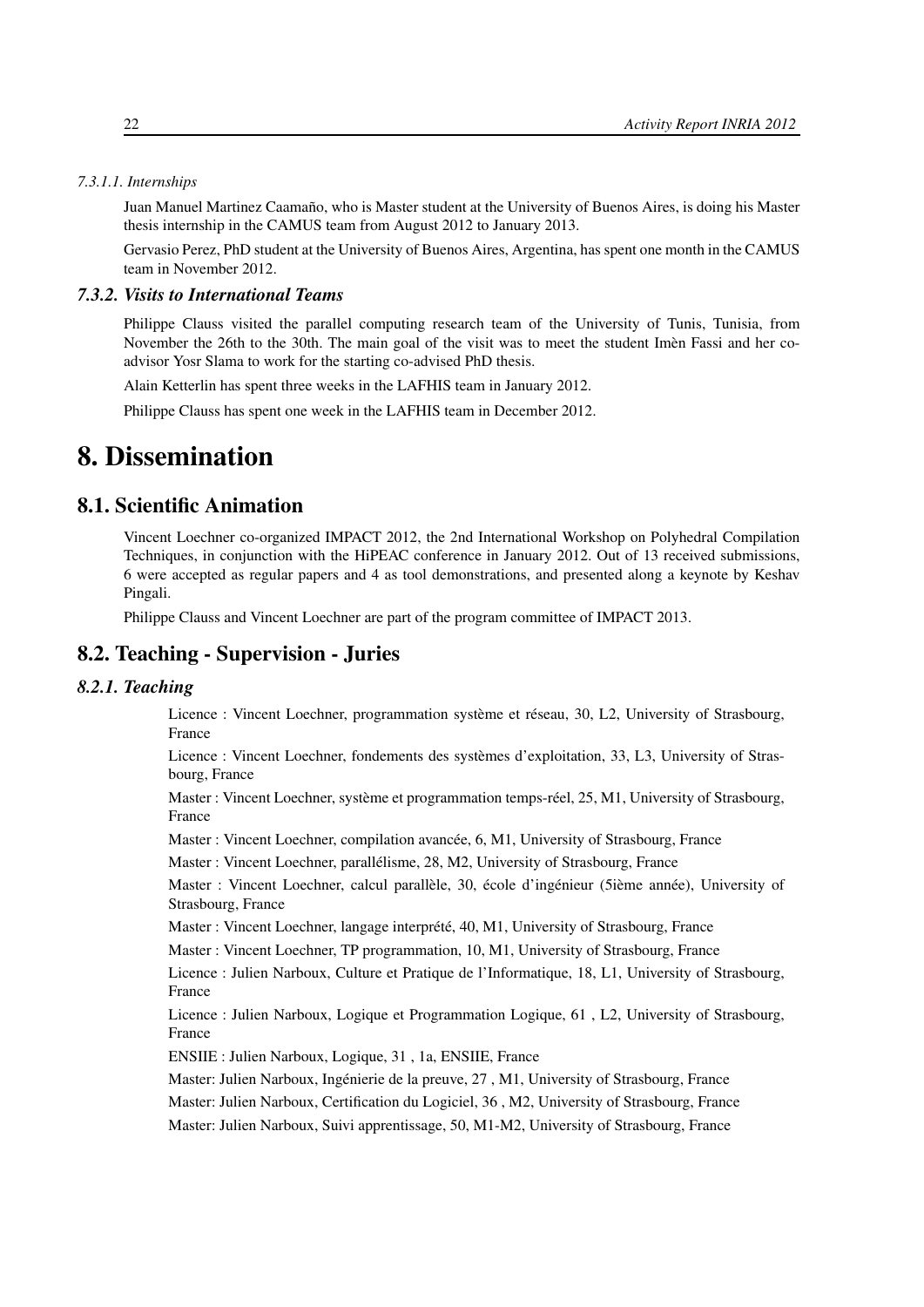*7.3.1.1. Internships*

Juan Manuel Martinez Caamaño, who is Master student at the University of Buenos Aires, is doing his Master thesis internship in the CAMUS team from August 2012 to January 2013.

Gervasio Perez, PhD student at the University of Buenos Aires, Argentina, has spent one month in the CAMUS team in November 2012.

### *7.3.2. Visits to International Teams*

Philippe Clauss visited the parallel computing research team of the University of Tunis, Tunisia, from November the 26th to the 30th. The main goal of the visit was to meet the student Imèn Fassi and her co-advisor Yosr Slama to work for the starting co-advised PhD thesis.

Alain Ketterlin has spent three weeks in the LAFHIS team in January 2012.

Philippe Clauss has spent one week in the LAFHIS team in December 2012.

# 8. Dissemination

## 8.1. Scientific Animation

Vincent Loechner co-organized IMPACT 2012, the 2nd International Workshop on Polyhedral Compilation Techniques, in conjunction with the HiPEAC conference in January 2012. Out of 13 received submissions, 6 were accepted as regular papers and 4 as tool demonstrations, and presented along a keynote by Keshav Pingali.

Philippe Clauss and Vincent Loechner are part of the program committee of IMPACT 2013.

## 8.2. Teaching - Supervision - Juries

### *8.2.1. Teaching*

Licence : Vincent Loechner, programmation système et réseau, 30, L2, University of Strasbourg, France

Licence : Vincent Loechner, fondements des systèmes d'exploitation, 33, L3, University of Strasbourg, France

Master : Vincent Loechner, système et programmation temps-réel, 25, M1, University of Strasbourg, France

Master : Vincent Loechner, compilation avancée, 6, M1, University of Strasbourg, France

Master : Vincent Loechner, parallélisme, 28, M2, University of Strasbourg, France

Master : Vincent Loechner, calcul parallèle, 30, école d'ingénieur (5ième année), University of Strasbourg, France

Master : Vincent Loechner, langage interprété, 40, M1, University of Strasbourg, France

Master : Vincent Loechner, TP programmation, 10, M1, University of Strasbourg, France

Licence : Julien Narboux, Culture et Pratique de l'Informatique, 18, L1, University of Strasbourg, France

Licence : Julien Narboux, Logique et Programmation Logique, 61 , L2, University of Strasbourg, France

ENSIIE : Julien Narboux, Logique, 31 , 1a, ENSIIE, France

Master: Julien Narboux, Ingénierie de la preuve, 27 , M1, University of Strasbourg, France

Master: Julien Narboux, Certification du Logiciel, 36 , M2, University of Strasbourg, France

Master: Julien Narboux, Suivi apprentissage, 50, M1-M2, University of Strasbourg, France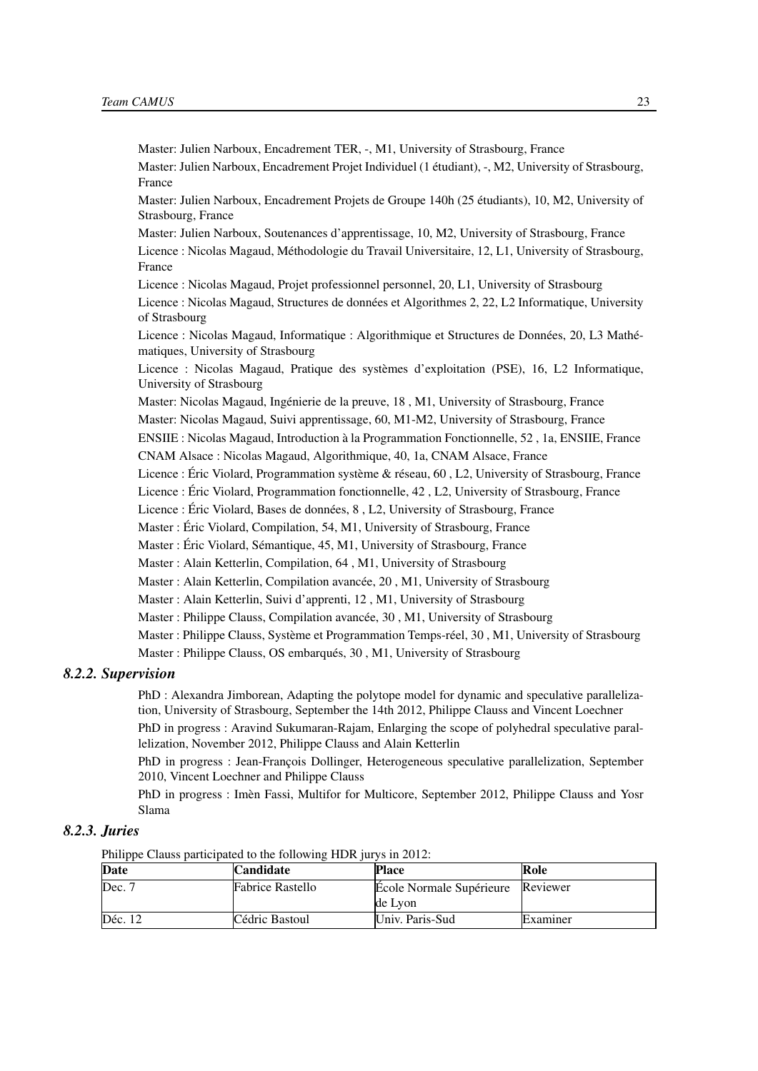Master: Julien Narboux, Encadrement TER, -, M1, University of Strasbourg, France

Master: Julien Narboux, Encadrement Projet Individuel (1 étudiant), -, M2, University of Strasbourg, France

Master: Julien Narboux, Encadrement Projets de Groupe 140h (25 étudiants), 10, M2, University of Strasbourg, France

Master: Julien Narboux, Soutenances d'apprentissage, 10, M2, University of Strasbourg, France

Licence : Nicolas Magaud, Méthodologie du Travail Universitaire, 12, L1, University of Strasbourg, France

Licence : Nicolas Magaud, Projet professionnel personnel, 20, L1, University of Strasbourg

Licence : Nicolas Magaud, Structures de données et Algorithmes 2, 22, L2 Informatique, University of Strasbourg

Licence : Nicolas Magaud, Informatique : Algorithmique et Structures de Données, 20, L3 Mathématiques, University of Strasbourg

Licence : Nicolas Magaud, Pratique des systèmes d'exploitation (PSE), 16, L2 Informatique, University of Strasbourg

Master: Nicolas Magaud, Ingénierie de la preuve, 18 , M1, University of Strasbourg, France

Master: Nicolas Magaud, Suivi apprentissage, 60, M1-M2, University of Strasbourg, France

ENSIIE : Nicolas Magaud, Introduction à la Programmation Fonctionnelle, 52 , 1a, ENSIIE, France

CNAM Alsace : Nicolas Magaud, Algorithmique, 40, 1a, CNAM Alsace, France

Licence : Éric Violard, Programmation système & réseau, 60 , L2, University of Strasbourg, France

Licence : Éric Violard, Programmation fonctionnelle, 42 , L2, University of Strasbourg, France

Licence : Éric Violard, Bases de données, 8 , L2, University of Strasbourg, France

Master : Éric Violard, Compilation, 54, M1, University of Strasbourg, France

Master : Éric Violard, Sémantique, 45, M1, University of Strasbourg, France

Master : Alain Ketterlin, Compilation, 64 , M1, University of Strasbourg

Master : Alain Ketterlin, Compilation avancée, 20 , M1, University of Strasbourg

Master : Alain Ketterlin, Suivi d'apprenti, 12 , M1, University of Strasbourg

Master : Philippe Clauss, Compilation avancée, 30 , M1, University of Strasbourg

Master : Philippe Clauss, Système et Programmation Temps-réel, 30 , M1, University of Strasbourg

Master : Philippe Clauss, OS embarqués, 30 , M1, University of Strasbourg

### *8.2.2. Supervision*

PhD : Alexandra Jimborean, Adapting the polytope model for dynamic and speculative parallelization, University of Strasbourg, September the 14th 2012, Philippe Clauss and Vincent Loechner

PhD in progress : Aravind Sukumaran-Rajam, Enlarging the scope of polyhedral speculative parallelization, November 2012, Philippe Clauss and Alain Ketterlin

PhD in progress : Jean-François Dollinger, Heterogeneous speculative parallelization, September 2010, Vincent Loechner and Philippe Clauss

PhD in progress : Imèn Fassi, Multifor for Multicore, September 2012, Philippe Clauss and Yosr Slama

### *8.2.3. Juries*

Philippe Clauss participated to the following HDR jurys in 2012:

| Date | Candidate | Place | Role |
|---|---|---|---|
| Dec. 7 | Fabrice Rastello | École Normale Supérieure de Lyon | Reviewer |
| Déc. 12 | Cédric Bastoul | Univ. Paris-Sud | Examiner |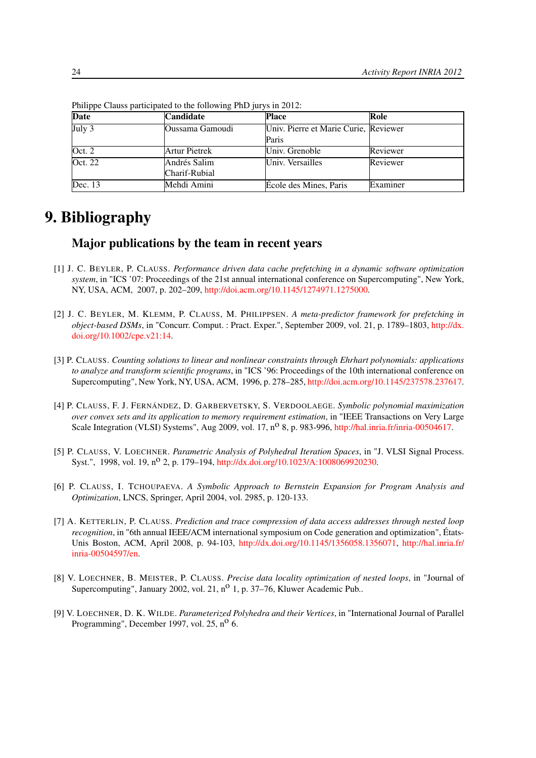Philippe Clauss participated to the following PhD jurys in 2012:

| Date | Candidate | Place | Role |
| --- | --- | --- | --- |
| July 3 | Oussama Gamoudi | Univ. Pierre et Marie Curie, Paris | Reviewer |
| Oct. 2 | Artur Pietrek | Univ. Grenoble | Reviewer |
| Oct. 22 | Andrés Salim Charif-Rubial | Univ. Versailles | Reviewer |
| Dec. 13 | Mehdi Amini | École des Mines, Paris | Examiner |

# 9. Bibliography

## Major publications by the team in recent years

[1] J. C. BEYLER, P. CLAUSS. *Performance driven data cache prefetching in a dynamic software optimization system*, in "ICS '07: Proceedings of the 21st annual international conference on Supercomputing", New York, NY, USA, ACM, 2007, p. 202–209, http://doi.acm.org/10.1145/1274971.1275000.

[2] J. C. BEYLER, M. KLEMM, P. CLAUSS, M. PHILIPPSEN. *A meta-predictor framework for prefetching in object-based DSMs*, in "Concurr. Comput. : Pract. Exper.", September 2009, vol. 21, p. 1789–1803, http://dx.doi.org/10.1002/cpe.v21:14.

[3] P. CLAUSS. *Counting solutions to linear and nonlinear constraints through Ehrhart polynomials: applications to analyze and transform scientific programs*, in "ICS '96: Proceedings of the 10th international conference on Supercomputing", New York, NY, USA, ACM, 1996, p. 278–285, http://doi.acm.org/10.1145/237578.237617.

[4] P. CLAUSS, F. J. FERNÁNDEZ, D. GARBERVETSKY, S. VERDOOLAEGE. *Symbolic polynomial maximization over convex sets and its application to memory requirement estimation*, in "IEEE Transactions on Very Large Scale Integration (VLSI) Systems", Aug 2009, vol. 17, n$^{o}$ 8, p. 983-996, http://hal.inria.fr/inria-00504617.

[5] P. CLAUSS, V. LOECHNER. *Parametric Analysis of Polyhedral Iteration Spaces*, in "J. VLSI Signal Process. Syst.", 1998, vol. 19, n$^{o}$ 2, p. 179–194, http://dx.doi.org/10.1023/A:1008069920230.

[6] P. CLAUSS, I. TCHOUPAEVA. *A Symbolic Approach to Bernstein Expansion for Program Analysis and Optimization*, LNCS, Springer, April 2004, vol. 2985, p. 120-133.

[7] A. KETTERLIN, P. CLAUSS. *Prediction and trace compression of data access addresses through nested loop recognition*, in "6th annual IEEE/ACM international symposium on Code generation and optimization", États-Unis Boston, ACM, April 2008, p. 94-103, http://dx.doi.org/10.1145/1356058.1356071, http://hal.inria.fr/inria-00504597/en.

[8] V. LOECHNER, B. MEISTER, P. CLAUSS. *Precise data locality optimization of nested loops*, in "Journal of Supercomputing", January 2002, vol. 21, n$^{o}$ 1, p. 37–76, Kluwer Academic Pub..

[9] V. LOECHNER, D. K. WILDE. *Parameterized Polyhedra and their Vertices*, in "International Journal of Parallel Programming", December 1997, vol. 25, n$^{o}$ 6.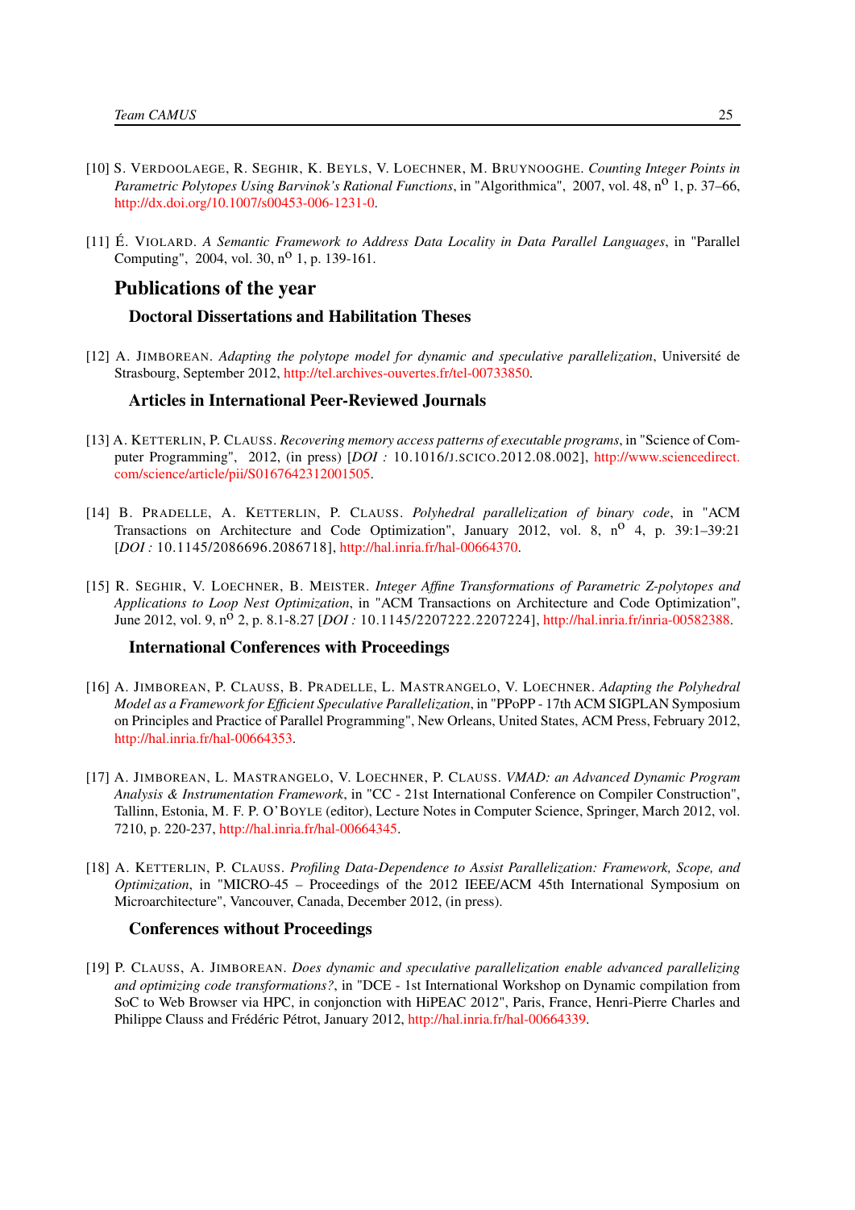[10] S. VERDOOLAEGE, R. SEGHIR, K. BEYLS, V. LOECHNER, M. BRUYNOOGHE. *Counting Integer Points in Parametric Polytopes Using Barvinok's Rational Functions*, in "Algorithmica", 2007, vol. 48, n$^{o}$ 1, p. 37–66, http://dx.doi.org/10.1007/s00453-006-1231-0.

[11] É. VIOLARD. *A Semantic Framework to Address Data Locality in Data Parallel Languages*, in "Parallel Computing", 2004, vol. 30, n$^{o}$ 1, p. 139-161.

## Publications of the year

### Doctoral Dissertations and Habilitation Theses

[12] A. JIMBOREAN. *Adapting the polytope model for dynamic and speculative parallelization*, Université de Strasbourg, September 2012, http://tel.archives-ouvertes.fr/tel-00733850.

### Articles in International Peer-Reviewed Journals

[13] A. KETTERLIN, P. CLAUSS. *Recovering memory access patterns of executable programs*, in "Science of Computer Programming", 2012, (in press) [*DOI :* 10.1016/J.SCICO.2012.08.002], http://www.sciencedirect.com/science/article/pii/S0167642312001505.

[14] B. PRADELLE, A. KETTERLIN, P. CLAUSS. *Polyhedral parallelization of binary code*, in "ACM Transactions on Architecture and Code Optimization", January 2012, vol. 8, n$^{o}$ 4, p. 39:1–39:21 [*DOI :* 10.1145/2086696.2086718], http://hal.inria.fr/hal-00664370.

[15] R. SEGHIR, V. LOECHNER, B. MEISTER. *Integer Affine Transformations of Parametric Z-polytopes and Applications to Loop Nest Optimization*, in "ACM Transactions on Architecture and Code Optimization", June 2012, vol. 9, n$^{o}$ 2, p. 8.1-8.27 [*DOI :* 10.1145/2207222.2207224], http://hal.inria.fr/inria-00582388.

### International Conferences with Proceedings

[16] A. JIMBOREAN, P. CLAUSS, B. PRADELLE, L. MASTRANGELO, V. LOECHNER. *Adapting the Polyhedral Model as a Framework for Efficient Speculative Parallelization*, in "PPoPP - 17th ACM SIGPLAN Symposium on Principles and Practice of Parallel Programming", New Orleans, United States, ACM Press, February 2012, http://hal.inria.fr/hal-00664353.

[17] A. JIMBOREAN, L. MASTRANGELO, V. LOECHNER, P. CLAUSS. *VMAD: an Advanced Dynamic Program Analysis & Instrumentation Framework*, in "CC - 21st International Conference on Compiler Construction", Tallinn, Estonia, M. F. P. O'BOYLE (editor), Lecture Notes in Computer Science, Springer, March 2012, vol. 7210, p. 220-237, http://hal.inria.fr/hal-00664345.

[18] A. KETTERLIN, P. CLAUSS. *Profiling Data-Dependence to Assist Parallelization: Framework, Scope, and Optimization*, in "MICRO-45 – Proceedings of the 2012 IEEE/ACM 45th International Symposium on Microarchitecture", Vancouver, Canada, December 2012, (in press).

### Conferences without Proceedings

[19] P. CLAUSS, A. JIMBOREAN. *Does dynamic and speculative parallelization enable advanced parallelizing and optimizing code transformations?*, in "DCE - 1st International Workshop on Dynamic compilation from SoC to Web Browser via HPC, in conjonction with HiPEAC 2012", Paris, France, Henri-Pierre Charles and Philippe Clauss and Frédéric Pétrot, January 2012, http://hal.inria.fr/hal-00664339.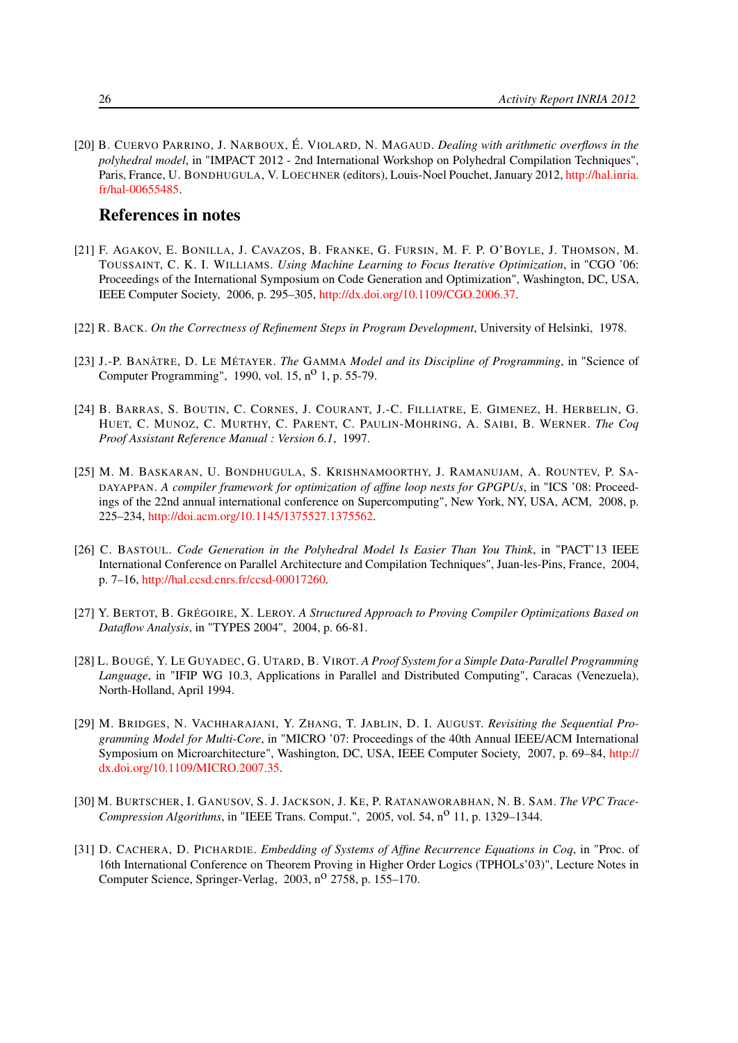[20] B. CUERVO PARRINO, J. NARBOUX, É. VIOLARD, N. MAGAUD. *Dealing with arithmetic overflows in the polyhedral model*, in "IMPACT 2012 - 2nd International Workshop on Polyhedral Compilation Techniques", Paris, France, U. BONDHUGULA, V. LOECHNER (editors), Louis-Noel Pouchet, January 2012, http://hal.inria.fr/hal-00655485.

## References in notes

[21] F. AGAKOV, E. BONILLA, J. CAVAZOS, B. FRANKE, G. FURSIN, M. F. P. O'BOYLE, J. THOMSON, M. TOUSSAINT, C. K. I. WILLIAMS. *Using Machine Learning to Focus Iterative Optimization*, in "CGO '06: Proceedings of the International Symposium on Code Generation and Optimization", Washington, DC, USA, IEEE Computer Society, 2006, p. 295–305, http://dx.doi.org/10.1109/CGO.2006.37.

[22] R. BACK. *On the Correctness of Refinement Steps in Program Development*, University of Helsinki, 1978.

[23] J.-P. BANÂTRE, D. LE MÉTAYER. *The* GAMMA *Model and its Discipline of Programming*, in "Science of Computer Programming", 1990, vol. 15, n^o 1, p. 55-79.

[24] B. BARRAS, S. BOUTIN, C. CORNES, J. COURANT, J.-C. FILLIATRE, E. GIMENEZ, H. HERBELIN, G. HUET, C. MUNOZ, C. MURTHY, C. PARENT, C. PAULIN-MOHRING, A. SAIBI, B. WERNER. *The Coq Proof Assistant Reference Manual : Version 6.1*, 1997.

[25] M. M. BASKARAN, U. BONDHUGULA, S. KRISHNAMOORTHY, J. RAMANUJAM, A. ROUNTEV, P. SADAYAPPAN. *A compiler framework for optimization of affine loop nests for GPGPUs*, in "ICS '08: Proceedings of the 22nd annual international conference on Supercomputing", New York, NY, USA, ACM, 2008, p. 225–234, http://doi.acm.org/10.1145/1375527.1375562.

[26] C. BASTOUL. *Code Generation in the Polyhedral Model Is Easier Than You Think*, in "PACT'13 IEEE International Conference on Parallel Architecture and Compilation Techniques", Juan-les-Pins, France, 2004, p. 7–16, http://hal.ccsd.cnrs.fr/ccsd-00017260.

[27] Y. BERTOT, B. GRÉGOIRE, X. LEROY. *A Structured Approach to Proving Compiler Optimizations Based on Dataflow Analysis*, in "TYPES 2004", 2004, p. 66-81.

[28] L. BOUGÉ, Y. LE GUYADEC, G. UTARD, B. VIROT. *A Proof System for a Simple Data-Parallel Programming Language*, in "IFIP WG 10.3, Applications in Parallel and Distributed Computing", Caracas (Venezuela), North-Holland, April 1994.

[29] M. BRIDGES, N. VACHHARAJANI, Y. ZHANG, T. JABLIN, D. I. AUGUST. *Revisiting the Sequential Programming Model for Multi-Core*, in "MICRO '07: Proceedings of the 40th Annual IEEE/ACM International Symposium on Microarchitecture", Washington, DC, USA, IEEE Computer Society, 2007, p. 69–84, http://dx.doi.org/10.1109/MICRO.2007.35.

[30] M. BURTSCHER, I. GANUSOV, S. J. JACKSON, J. KE, P. RATANAWORABHAN, N. B. SAM. *The VPC Trace-Compression Algorithms*, in "IEEE Trans. Comput.", 2005, vol. 54, n^o 11, p. 1329–1344.

[31] D. CACHERA, D. PICHARDIE. *Embedding of Systems of Affine Recurrence Equations in Coq*, in "Proc. of 16th International Conference on Theorem Proving in Higher Order Logics (TPHOLs'03)", Lecture Notes in Computer Science, Springer-Verlag, 2003, n^o 2758, p. 155–170.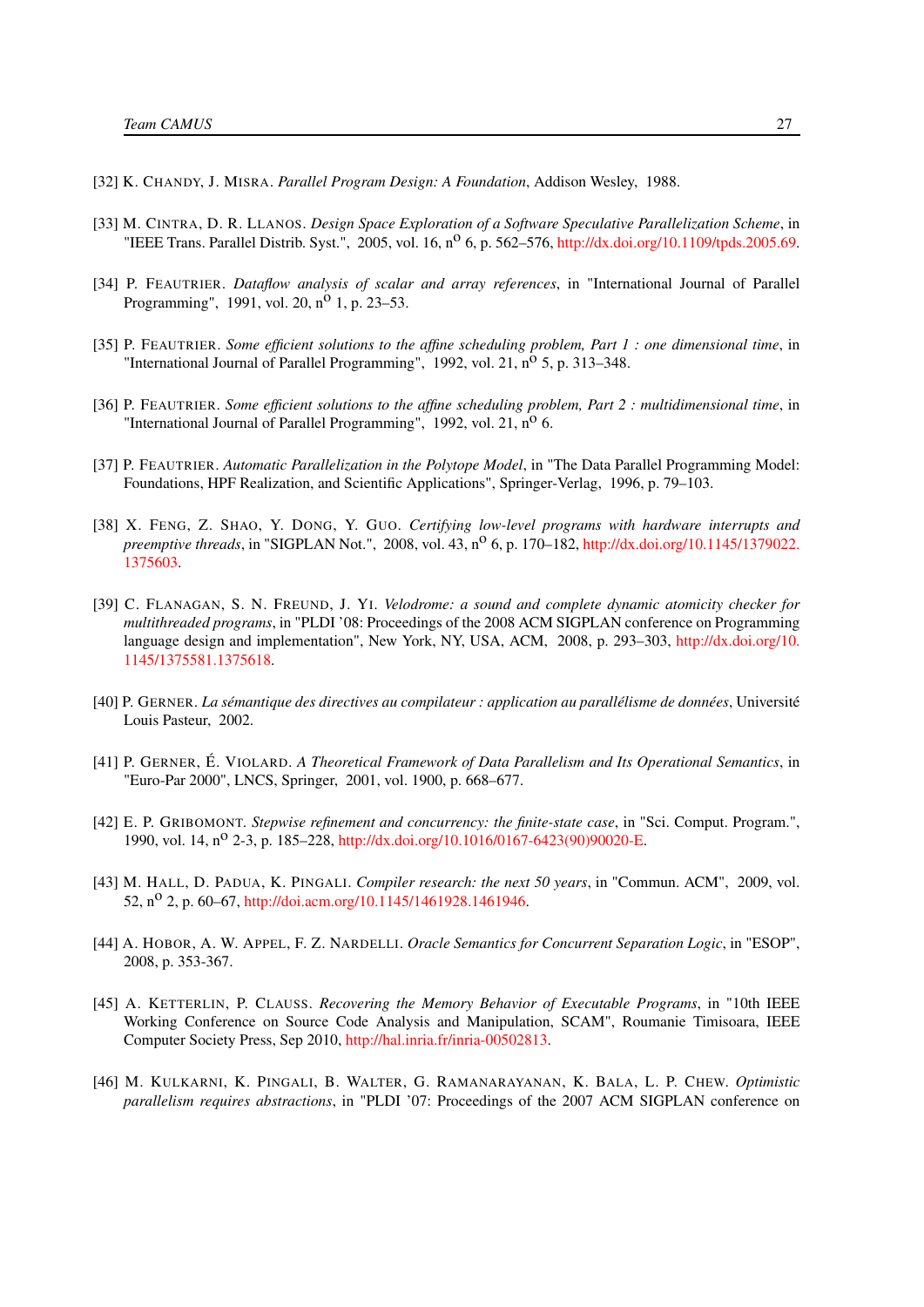[32] K. Chandy, J. Misra. *Parallel Program Design: A Foundation*, Addison Wesley, 1988.

[33] M. Cintra, D. R. Llanos. *Design Space Exploration of a Software Speculative Parallelization Scheme*, in "IEEE Trans. Parallel Distrib. Syst.", 2005, vol. 16, n$^{o}$ 6, p. 562–576, http://dx.doi.org/10.1109/tpds.2005.69.

[34] P. Feautrier. *Dataflow analysis of scalar and array references*, in "International Journal of Parallel Programming", 1991, vol. 20, n$^{o}$ 1, p. 23–53.

[35] P. Feautrier. *Some efficient solutions to the affine scheduling problem, Part 1 : one dimensional time*, in "International Journal of Parallel Programming", 1992, vol. 21, n$^{o}$ 5, p. 313–348.

[36] P. Feautrier. *Some efficient solutions to the affine scheduling problem, Part 2 : multidimensional time*, in "International Journal of Parallel Programming", 1992, vol. 21, n$^{o}$ 6.

[37] P. Feautrier. *Automatic Parallelization in the Polytope Model*, in "The Data Parallel Programming Model: Foundations, HPF Realization, and Scientific Applications", Springer-Verlag, 1996, p. 79–103.

[38] X. Feng, Z. Shao, Y. Dong, Y. Guo. *Certifying low-level programs with hardware interrupts and preemptive threads*, in "SIGPLAN Not.", 2008, vol. 43, n$^{o}$ 6, p. 170–182, http://dx.doi.org/10.1145/1379022.1375603.

[39] C. Flanagan, S. N. Freund, J. Yi. *Velodrome: a sound and complete dynamic atomicity checker for multithreaded programs*, in "PLDI '08: Proceedings of the 2008 ACM SIGPLAN conference on Programming language design and implementation", New York, NY, USA, ACM, 2008, p. 293–303, http://dx.doi.org/10.1145/1375581.1375618.

[40] P. Gerner. *La sémantique des directives au compilateur : application au parallélisme de données*, Université Louis Pasteur, 2002.

[41] P. Gerner, É. Violard. *A Theoretical Framework of Data Parallelism and Its Operational Semantics*, in "Euro-Par 2000", LNCS, Springer, 2001, vol. 1900, p. 668–677.

[42] E. P. Gribomont. *Stepwise refinement and concurrency: the finite-state case*, in "Sci. Comput. Program.", 1990, vol. 14, n$^{o}$ 2-3, p. 185–228, http://dx.doi.org/10.1016/0167-6423(90)90020-E.

[43] M. Hall, D. Padua, K. Pingali. *Compiler research: the next 50 years*, in "Commun. ACM", 2009, vol. 52, n$^{o}$ 2, p. 60–67, http://doi.acm.org/10.1145/1461928.1461946.

[44] A. Hobor, A. W. Appel, F. Z. Nardelli. *Oracle Semantics for Concurrent Separation Logic*, in "ESOP", 2008, p. 353-367.

[45] A. Ketterlin, P. Clauss. *Recovering the Memory Behavior of Executable Programs*, in "10th IEEE Working Conference on Source Code Analysis and Manipulation, SCAM", Roumanie Timisoara, IEEE Computer Society Press, Sep 2010, http://hal.inria.fr/inria-00502813.

[46] M. Kulkarni, K. Pingali, B. Walter, G. Ramanarayanan, K. Bala, L. P. Chew. *Optimistic parallelism requires abstractions*, in "PLDI '07: Proceedings of the 2007 ACM SIGPLAN conference on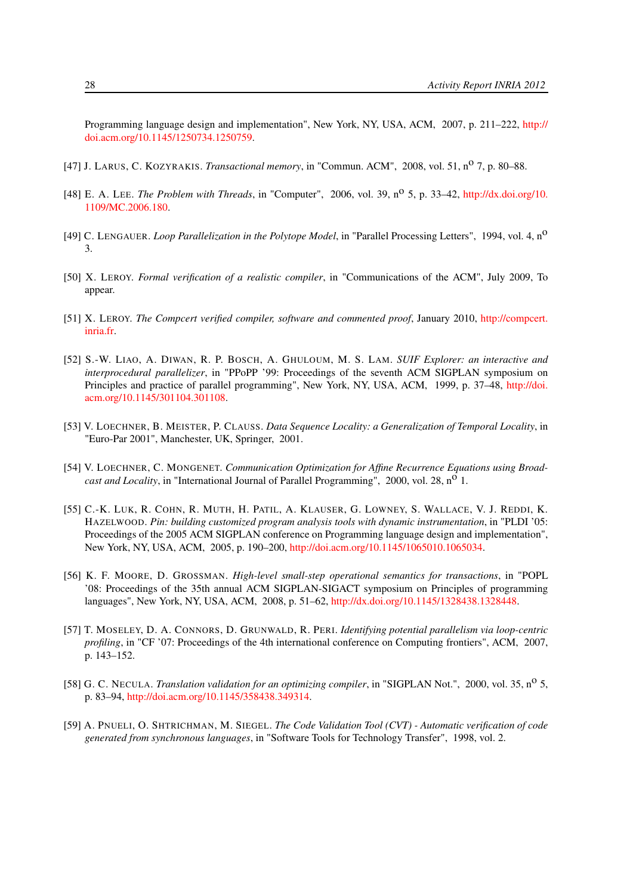Programming language design and implementation", New York, NY, USA, ACM, 2007, p. 211–222, http://doi.acm.org/10.1145/1250734.1250759.

[47] J. LARUS, C. KOZYRAKIS. *Transactional memory*, in "Commun. ACM", 2008, vol. 51, n$^{o}$ 7, p. 80–88.

[48] E. A. LEE. *The Problem with Threads*, in "Computer", 2006, vol. 39, n$^{o}$ 5, p. 33–42, http://dx.doi.org/10.1109/MC.2006.180.

[49] C. LENGAUER. *Loop Parallelization in the Polytope Model*, in "Parallel Processing Letters", 1994, vol. 4, n$^{o}$ 3.

[50] X. LEROY. *Formal verification of a realistic compiler*, in "Communications of the ACM", July 2009, To appear.

[51] X. LEROY. *The Compcert verified compiler, software and commented proof*, January 2010, http://compcert.inria.fr.

[52] S.-W. LIAO, A. DIWAN, R. P. BOSCH, A. GHULOUM, M. S. LAM. *SUIF Explorer: an interactive and interprocedural parallelizer*, in "PPoPP '99: Proceedings of the seventh ACM SIGPLAN symposium on Principles and practice of parallel programming", New York, NY, USA, ACM, 1999, p. 37–48, http://doi.acm.org/10.1145/301104.301108.

[53] V. LOECHNER, B. MEISTER, P. CLAUSS. *Data Sequence Locality: a Generalization of Temporal Locality*, in "Euro-Par 2001", Manchester, UK, Springer, 2001.

[54] V. LOECHNER, C. MONGENET. *Communication Optimization for Affine Recurrence Equations using Broadcast and Locality*, in "International Journal of Parallel Programming", 2000, vol. 28, n$^{o}$ 1.

[55] C.-K. LUK, R. COHN, R. MUTH, H. PATIL, A. KLAUSER, G. LOWNEY, S. WALLACE, V. J. REDDI, K. HAZELWOOD. *Pin: building customized program analysis tools with dynamic instrumentation*, in "PLDI '05: Proceedings of the 2005 ACM SIGPLAN conference on Programming language design and implementation", New York, NY, USA, ACM, 2005, p. 190–200, http://doi.acm.org/10.1145/1065010.1065034.

[56] K. F. MOORE, D. GROSSMAN. *High-level small-step operational semantics for transactions*, in "POPL '08: Proceedings of the 35th annual ACM SIGPLAN-SIGACT symposium on Principles of programming languages", New York, NY, USA, ACM, 2008, p. 51–62, http://dx.doi.org/10.1145/1328438.1328448.

[57] T. MOSELEY, D. A. CONNORS, D. GRUNWALD, R. PERI. *Identifying potential parallelism via loop-centric profiling*, in "CF '07: Proceedings of the 4th international conference on Computing frontiers", ACM, 2007, p. 143–152.

[58] G. C. NECULA. *Translation validation for an optimizing compiler*, in "SIGPLAN Not.", 2000, vol. 35, n$^{o}$ 5, p. 83–94, http://doi.acm.org/10.1145/358438.349314.

[59] A. PNUELI, O. SHTRICHMAN, M. SIEGEL. *The Code Validation Tool (CVT) - Automatic verification of code generated from synchronous languages*, in "Software Tools for Technology Transfer", 1998, vol. 2.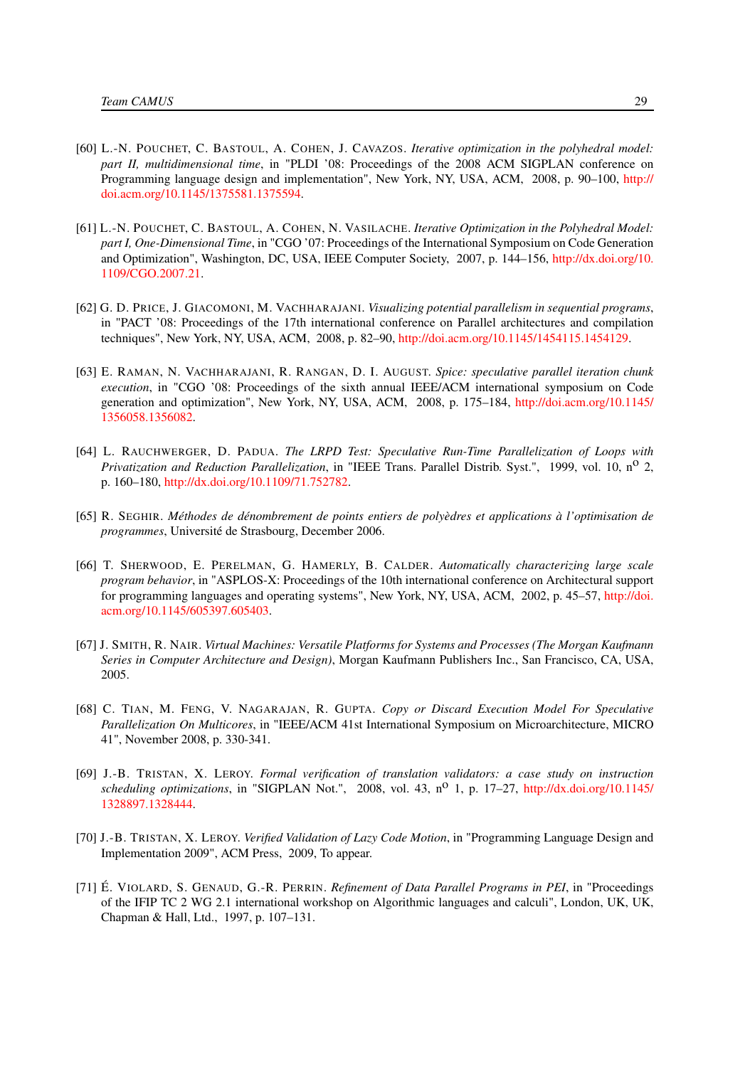[60] L.-N. Pouchet, C. Bastoul, A. Cohen, J. Cavazos. *Iterative optimization in the polyhedral model: part II, multidimensional time*, in "PLDI '08: Proceedings of the 2008 ACM SIGPLAN conference on Programming language design and implementation", New York, NY, USA, ACM, 2008, p. 90–100, http://doi.acm.org/10.1145/1375581.1375594.

[61] L.-N. Pouchet, C. Bastoul, A. Cohen, N. Vasilache. *Iterative Optimization in the Polyhedral Model: part I, One-Dimensional Time*, in "CGO '07: Proceedings of the International Symposium on Code Generation and Optimization", Washington, DC, USA, IEEE Computer Society, 2007, p. 144–156, http://dx.doi.org/10.1109/CGO.2007.21.

[62] G. D. Price, J. Giacomoni, M. Vachharajani. *Visualizing potential parallelism in sequential programs*, in "PACT '08: Proceedings of the 17th international conference on Parallel architectures and compilation techniques", New York, NY, USA, ACM, 2008, p. 82–90, http://doi.acm.org/10.1145/1454115.1454129.

[63] E. Raman, N. Vachharajani, R. Rangan, D. I. August. *Spice: speculative parallel iteration chunk execution*, in "CGO '08: Proceedings of the sixth annual IEEE/ACM international symposium on Code generation and optimization", New York, NY, USA, ACM, 2008, p. 175–184, http://doi.acm.org/10.1145/1356058.1356082.

[64] L. Rauchwerger, D. Padua. *The LRPD Test: Speculative Run-Time Parallelization of Loops with Privatization and Reduction Parallelization*, in "IEEE Trans. Parallel Distrib. Syst.", 1999, vol. 10, n$^{o}$ 2, p. 160–180, http://dx.doi.org/10.1109/71.752782.

[65] R. Seghir. *Méthodes de dénombrement de points entiers de polyèdres et applications à l'optimisation de programmes*, Université de Strasbourg, December 2006.

[66] T. Sherwood, E. Perelman, G. Hamerly, B. Calder. *Automatically characterizing large scale program behavior*, in "ASPLOS-X: Proceedings of the 10th international conference on Architectural support for programming languages and operating systems", New York, NY, USA, ACM, 2002, p. 45–57, http://doi.acm.org/10.1145/605397.605403.

[67] J. Smith, R. Nair. *Virtual Machines: Versatile Platforms for Systems and Processes (The Morgan Kaufmann Series in Computer Architecture and Design)*, Morgan Kaufmann Publishers Inc., San Francisco, CA, USA, 2005.

[68] C. Tian, M. Feng, V. Nagarajan, R. Gupta. *Copy or Discard Execution Model For Speculative Parallelization On Multicores*, in "IEEE/ACM 41st International Symposium on Microarchitecture, MICRO 41", November 2008, p. 330-341.

[69] J.-B. Tristan, X. Leroy. *Formal verification of translation validators: a case study on instruction scheduling optimizations*, in "SIGPLAN Not.", 2008, vol. 43, n$^{o}$ 1, p. 17–27, http://dx.doi.org/10.1145/1328897.1328444.

[70] J.-B. Tristan, X. Leroy. *Verified Validation of Lazy Code Motion*, in "Programming Language Design and Implementation 2009", ACM Press, 2009, To appear.

[71] É. Violard, S. Genaud, G.-R. Perrin. *Refinement of Data Parallel Programs in PEI*, in "Proceedings of the IFIP TC 2 WG 2.1 international workshop on Algorithmic languages and calculi", London, UK, UK, Chapman & Hall, Ltd., 1997, p. 107–131.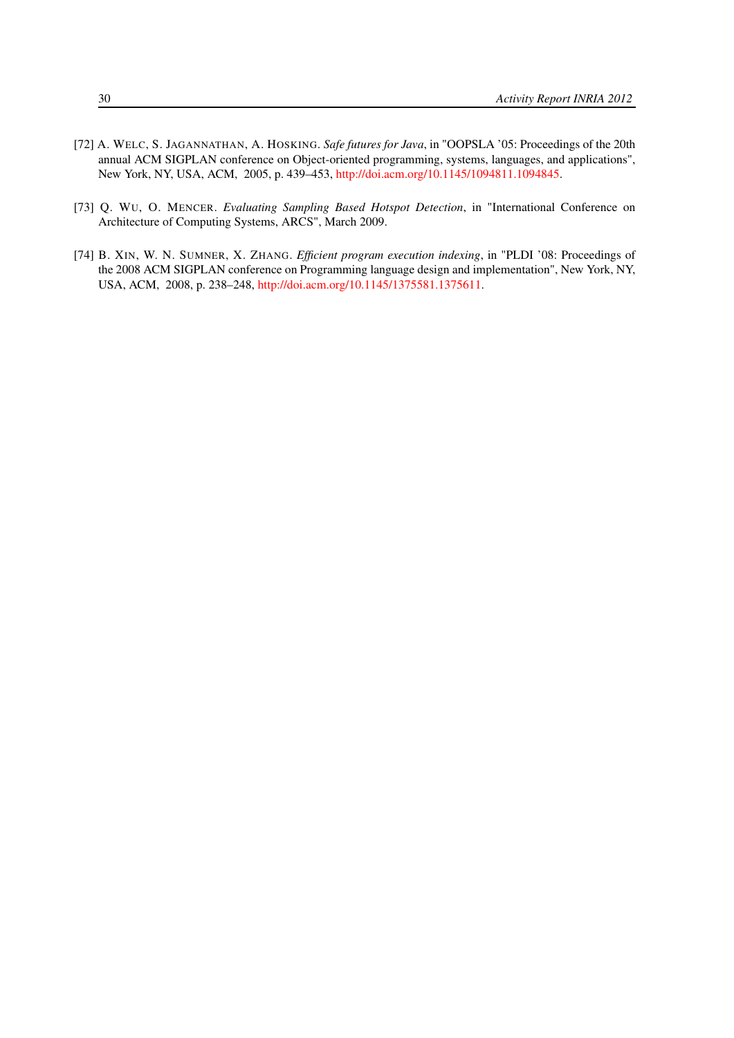[72] A. WELC, S. JAGANNATHAN, A. HOSKING. *Safe futures for Java*, in "OOPSLA '05: Proceedings of the 20th annual ACM SIGPLAN conference on Object-oriented programming, systems, languages, and applications", New York, NY, USA, ACM, 2005, p. 439–453, http://doi.acm.org/10.1145/1094811.1094845.

[73] Q. WU, O. MENCER. *Evaluating Sampling Based Hotspot Detection*, in "International Conference on Architecture of Computing Systems, ARCS", March 2009.

[74] B. XIN, W. N. SUMNER, X. ZHANG. *Efficient program execution indexing*, in "PLDI '08: Proceedings of the 2008 ACM SIGPLAN conference on Programming language design and implementation", New York, NY, USA, ACM, 2008, p. 238–248, http://doi.acm.org/10.1145/1375581.1375611.